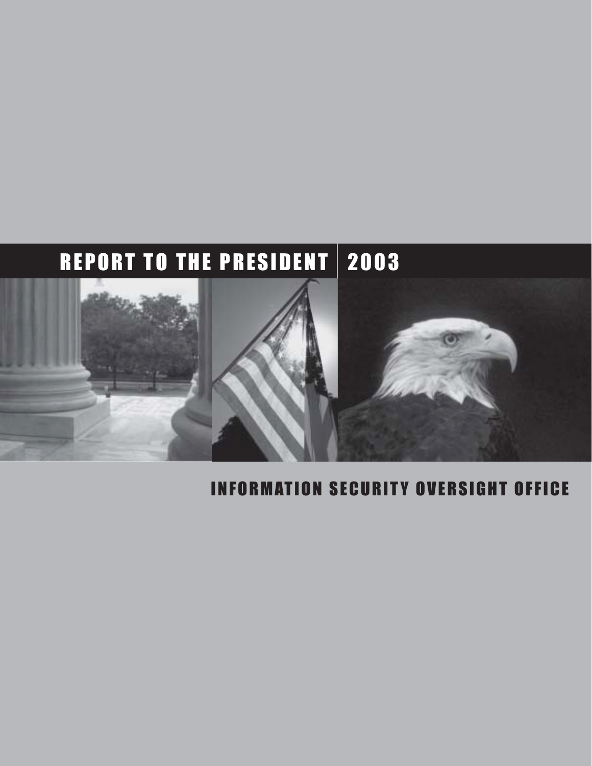# REPORT TO THE PRESIDENT 2003

## INFORMATION SECURITY OVERSIGHT OFFICE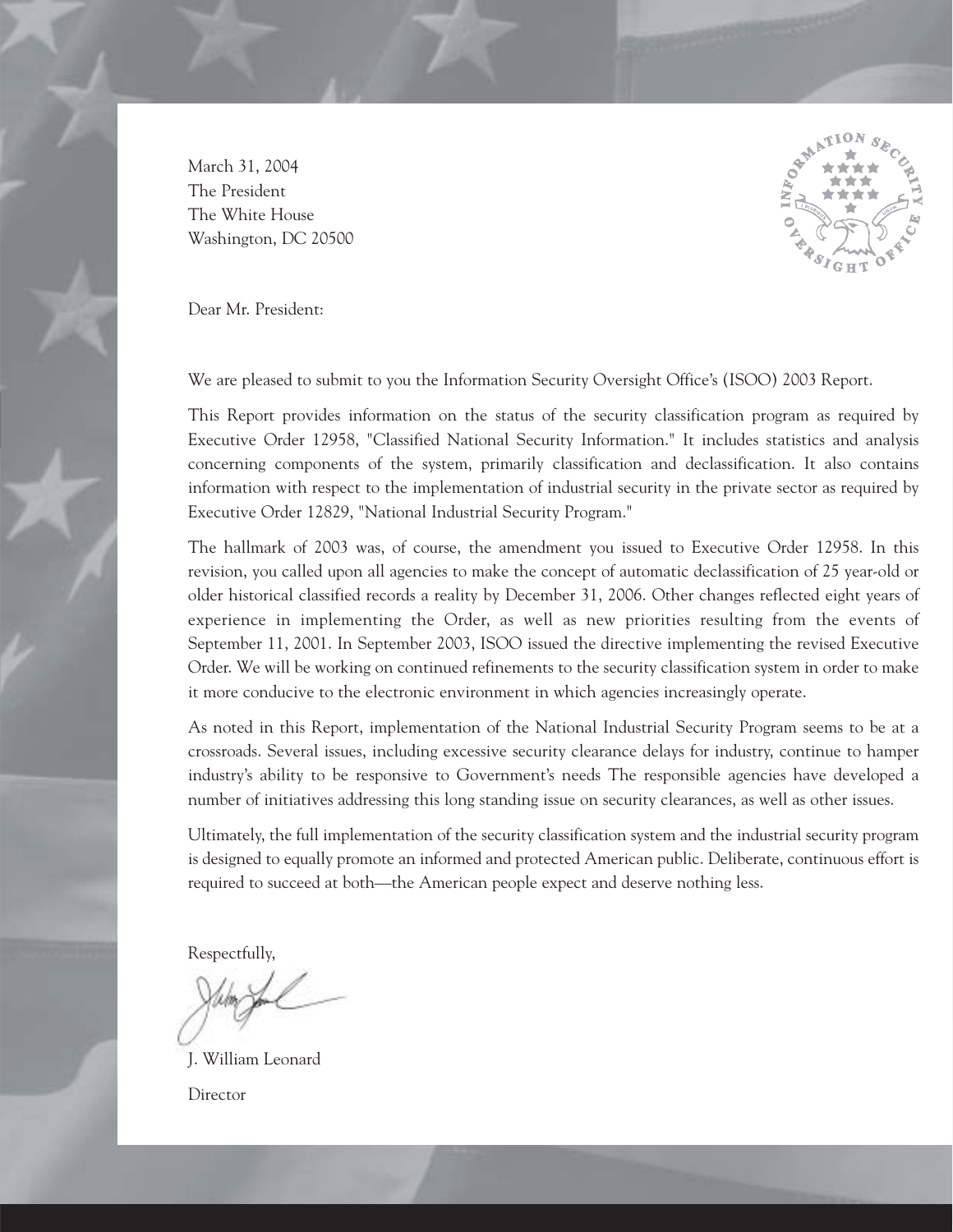March 31, 2004
The President
The White House
Washington, DC 20500

Dear Mr. President:

We are pleased to submit to you the Information Security Oversight Office's (ISOO) 2003 Report.

This Report provides information on the status of the security classification program as required by Executive Order 12958, "Classified National Security Information." It includes statistics and analysis concerning components of the system, primarily classification and declassification. It also contains information with respect to the implementation of industrial security in the private sector as required by Executive Order 12829, "National Industrial Security Program."

The hallmark of 2003 was, of course, the amendment you issued to Executive Order 12958. In this revision, you called upon all agencies to make the concept of automatic declassification of 25 year-old or older historical classified records a reality by December 31, 2006. Other changes reflected eight years of experience in implementing the Order, as well as new priorities resulting from the events of September 11, 2001. In September 2003, ISOO issued the directive implementing the revised Executive Order. We will be working on continued refinements to the security classification system in order to make it more conducive to the electronic environment in which agencies increasingly operate.

As noted in this Report, implementation of the National Industrial Security Program seems to be at a crossroads. Several issues, including excessive security clearance delays for industry, continue to hamper industry's ability to be responsive to Government's needs The responsible agencies have developed a number of initiatives addressing this long standing issue on security clearances, as well as other issues.

Ultimately, the full implementation of the security classification system and the industrial security program is designed to equally promote an informed and protected American public. Deliberate, continuous effort is required to succeed at both—the American people expect and deserve nothing less.

Respectfully,

J. William Leonard

Director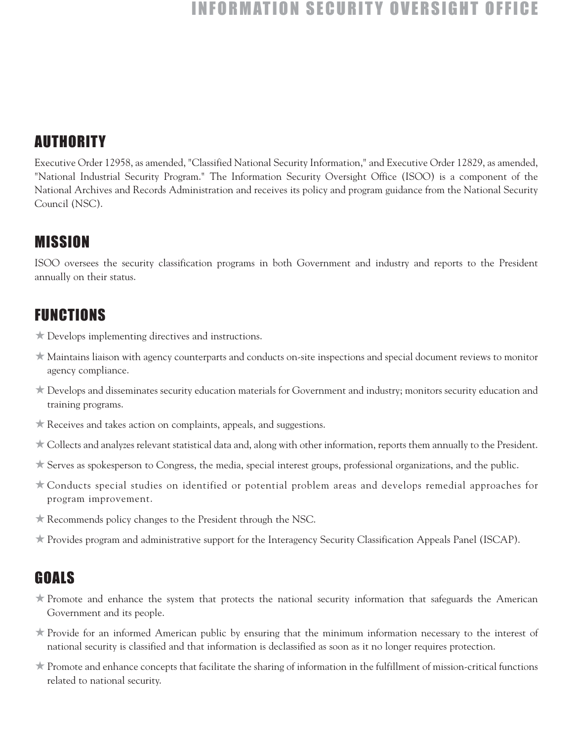# INFORMATION SECURITY OVERSIGHT OFFICE

## AUTHORITY

Executive Order 12958, as amended, "Classified National Security Information," and Executive Order 12829, as amended, "National Industrial Security Program." The Information Security Oversight Office (ISOO) is a component of the National Archives and Records Administration and receives its policy and program guidance from the National Security Council (NSC).

## MISSION

ISOO oversees the security classification programs in both Government and industry and reports to the President annually on their status.

## FUNCTIONS

- ★ Develops implementing directives and instructions.
- ★ Maintains liaison with agency counterparts and conducts on-site inspections and special document reviews to monitor agency compliance.
- ★ Develops and disseminates security education materials for Government and industry; monitors security education and training programs.
- ★ Receives and takes action on complaints, appeals, and suggestions.
- ★ Collects and analyzes relevant statistical data and, along with other information, reports them annually to the President.
- ★ Serves as spokesperson to Congress, the media, special interest groups, professional organizations, and the public.
- ★ Conducts special studies on identified or potential problem areas and develops remedial approaches for program improvement.
- ★ Recommends policy changes to the President through the NSC.
- ★ Provides program and administrative support for the Interagency Security Classification Appeals Panel (ISCAP).

## GOALS

- ★ Promote and enhance the system that protects the national security information that safeguards the American Government and its people.
- ★ Provide for an informed American public by ensuring that the minimum information necessary to the interest of national security is classified and that information is declassified as soon as it no longer requires protection.
- ★ Promote and enhance concepts that facilitate the sharing of information in the fulfillment of mission-critical functions related to national security.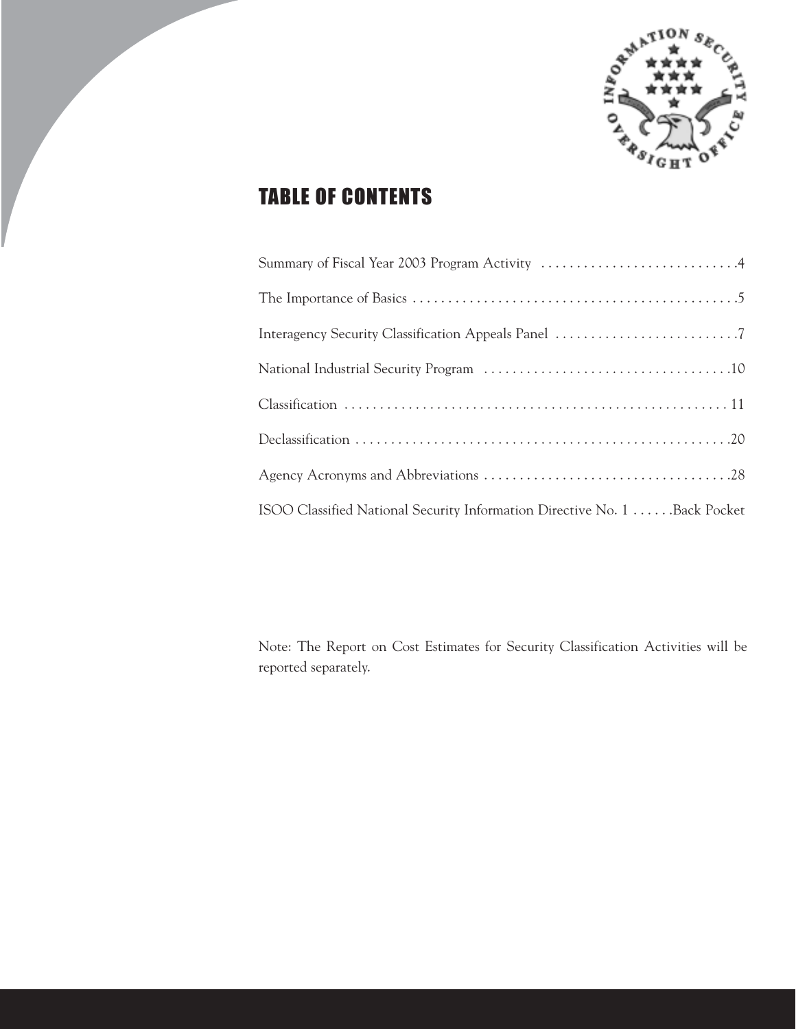# TABLE OF CONTENTS

| | |
|---|---|
| Summary of Fiscal Year 2003 Program Activity | 4 |
| The Importance of Basics | 5 |
| Interagency Security Classification Appeals Panel | 7 |
| National Industrial Security Program | 10 |
| Classification | 11 |
| Declassification | 20 |
| Agency Acronyms and Abbreviations | 28 |
| ISOO Classified National Security Information Directive No. 1 | Back Pocket |

Note: The Report on Cost Estimates for Security Classification Activities will be reported separately.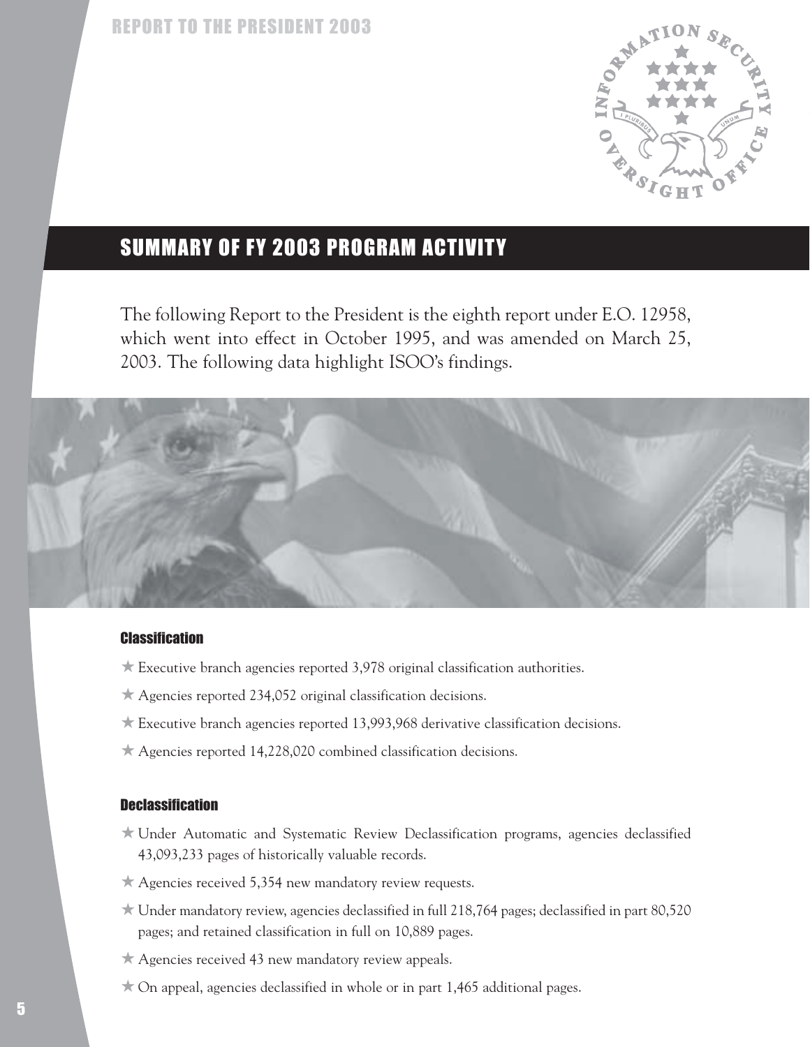# SUMMARY OF FY 2003 PROGRAM ACTIVITY

The following Report to the President is the eighth report under E.O. 12958, which went into effect in October 1995, and was amended on March 25, 2003. The following data highlight ISOO's findings.

### Classification

- Executive branch agencies reported 3,978 original classification authorities.
- Agencies reported 234,052 original classification decisions.
- Executive branch agencies reported 13,993,968 derivative classification decisions.
- Agencies reported 14,228,020 combined classification decisions.

### Declassification

- Under Automatic and Systematic Review Declassification programs, agencies declassified 43,093,233 pages of historically valuable records.
- Agencies received 5,354 new mandatory review requests.
- Under mandatory review, agencies declassified in full 218,764 pages; declassified in part 80,520 pages; and retained classification in full on 10,889 pages.
- Agencies received 43 new mandatory review appeals.
- On appeal, agencies declassified in whole or in part 1,465 additional pages.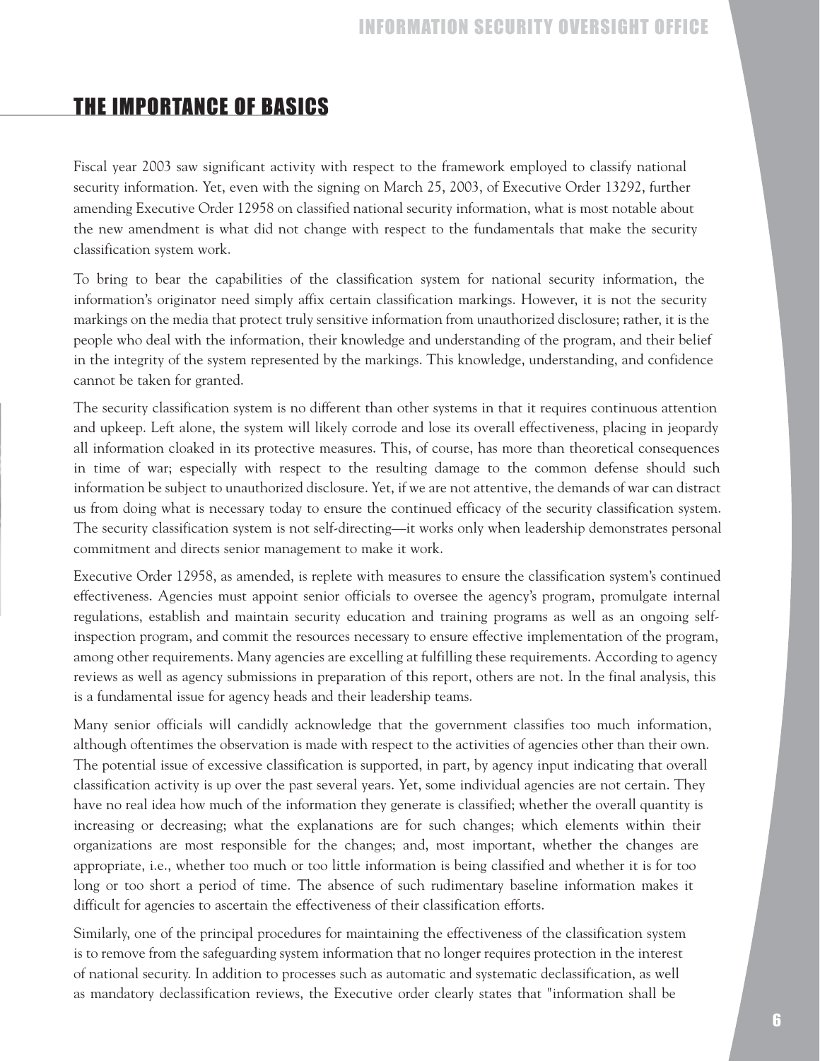## THE IMPORTANCE OF BASICS

Fiscal year 2003 saw significant activity with respect to the framework employed to classify national security information. Yet, even with the signing on March 25, 2003, of Executive Order 13292, further amending Executive Order 12958 on classified national security information, what is most notable about the new amendment is what did not change with respect to the fundamentals that make the security classification system work.

To bring to bear the capabilities of the classification system for national security information, the information's originator need simply affix certain classification markings. However, it is not the security markings on the media that protect truly sensitive information from unauthorized disclosure; rather, it is the people who deal with the information, their knowledge and understanding of the program, and their belief in the integrity of the system represented by the markings. This knowledge, understanding, and confidence cannot be taken for granted.

The security classification system is no different than other systems in that it requires continuous attention and upkeep. Left alone, the system will likely corrode and lose its overall effectiveness, placing in jeopardy all information cloaked in its protective measures. This, of course, has more than theoretical consequences in time of war; especially with respect to the resulting damage to the common defense should such information be subject to unauthorized disclosure. Yet, if we are not attentive, the demands of war can distract us from doing what is necessary today to ensure the continued efficacy of the security classification system. The security classification system is not self-directing—it works only when leadership demonstrates personal commitment and directs senior management to make it work.

Executive Order 12958, as amended, is replete with measures to ensure the classification system's continued effectiveness. Agencies must appoint senior officials to oversee the agency's program, promulgate internal regulations, establish and maintain security education and training programs as well as an ongoing self-inspection program, and commit the resources necessary to ensure effective implementation of the program, among other requirements. Many agencies are excelling at fulfilling these requirements. According to agency reviews as well as agency submissions in preparation of this report, others are not. In the final analysis, this is a fundamental issue for agency heads and their leadership teams.

Many senior officials will candidly acknowledge that the government classifies too much information, although oftentimes the observation is made with respect to the activities of agencies other than their own. The potential issue of excessive classification is supported, in part, by agency input indicating that overall classification activity is up over the past several years. Yet, some individual agencies are not certain. They have no real idea how much of the information they generate is classified; whether the overall quantity is increasing or decreasing; what the explanations are for such changes; which elements within their organizations are most responsible for the changes; and, most important, whether the changes are appropriate, i.e., whether too much or too little information is being classified and whether it is for too long or too short a period of time. The absence of such rudimentary baseline information makes it difficult for agencies to ascertain the effectiveness of their classification efforts.

Similarly, one of the principal procedures for maintaining the effectiveness of the classification system is to remove from the safeguarding system information that no longer requires protection in the interest of national security. In addition to processes such as automatic and systematic declassification, as well as mandatory declassification reviews, the Executive order clearly states that "information shall be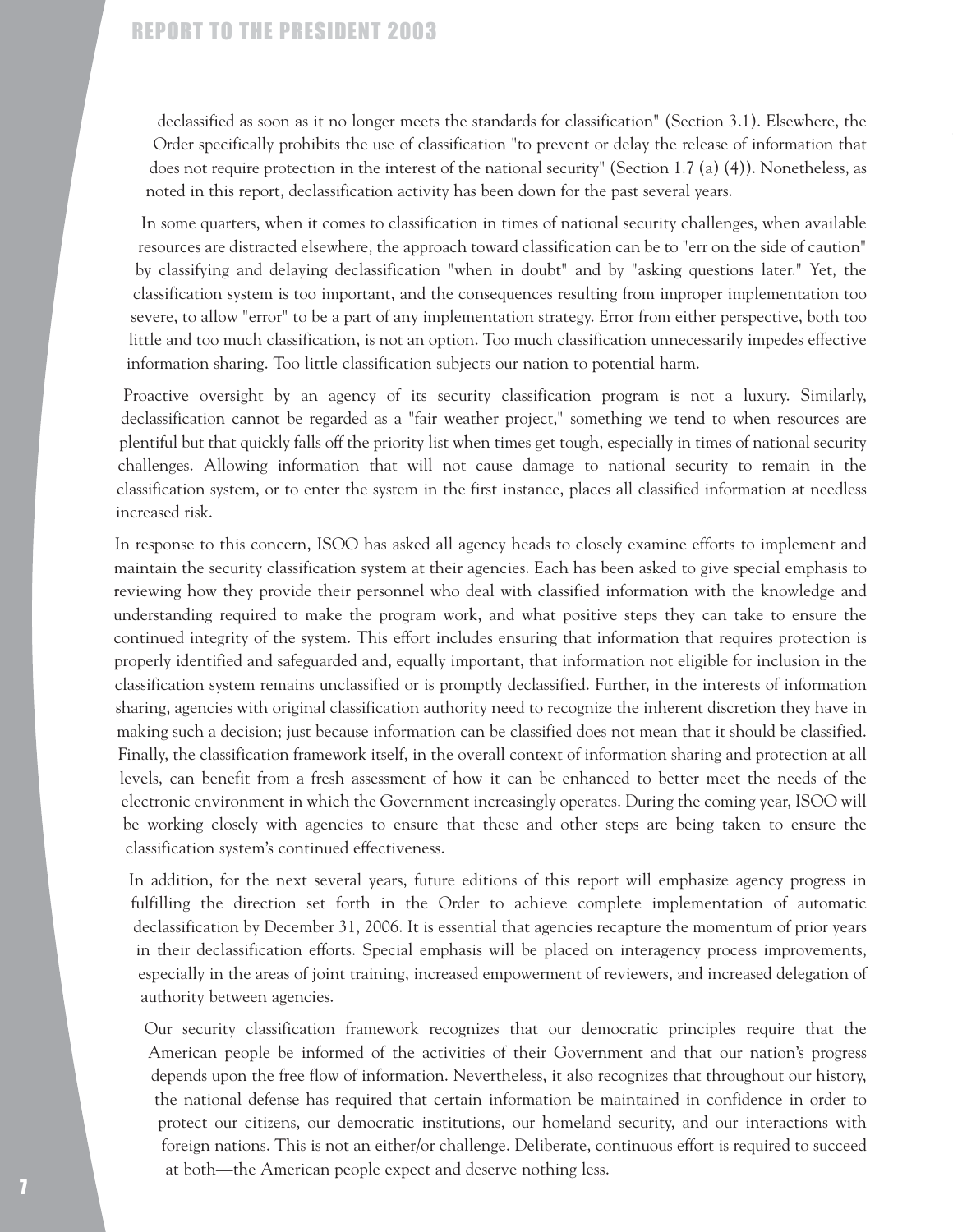declassified as soon as it no longer meets the standards for classification" (Section 3.1). Elsewhere, the Order specifically prohibits the use of classification "to prevent or delay the release of information that does not require protection in the interest of the national security" (Section 1.7 (a) (4)). Nonetheless, as noted in this report, declassification activity has been down for the past several years.

In some quarters, when it comes to classification in times of national security challenges, when available resources are distracted elsewhere, the approach toward classification can be to "err on the side of caution" by classifying and delaying declassification "when in doubt" and by "asking questions later." Yet, the classification system is too important, and the consequences resulting from improper implementation too severe, to allow "error" to be a part of any implementation strategy. Error from either perspective, both too little and too much classification, is not an option. Too much classification unnecessarily impedes effective information sharing. Too little classification subjects our nation to potential harm.

Proactive oversight by an agency of its security classification program is not a luxury. Similarly, declassification cannot be regarded as a "fair weather project," something we tend to when resources are plentiful but that quickly falls off the priority list when times get tough, especially in times of national security challenges. Allowing information that will not cause damage to national security to remain in the classification system, or to enter the system in the first instance, places all classified information at needless increased risk.

In response to this concern, ISOO has asked all agency heads to closely examine efforts to implement and maintain the security classification system at their agencies. Each has been asked to give special emphasis to reviewing how they provide their personnel who deal with classified information with the knowledge and understanding required to make the program work, and what positive steps they can take to ensure the continued integrity of the system. This effort includes ensuring that information that requires protection is properly identified and safeguarded and, equally important, that information not eligible for inclusion in the classification system remains unclassified or is promptly declassified. Further, in the interests of information sharing, agencies with original classification authority need to recognize the inherent discretion they have in making such a decision; just because information can be classified does not mean that it should be classified. Finally, the classification framework itself, in the overall context of information sharing and protection at all levels, can benefit from a fresh assessment of how it can be enhanced to better meet the needs of the electronic environment in which the Government increasingly operates. During the coming year, ISOO will be working closely with agencies to ensure that these and other steps are being taken to ensure the classification system's continued effectiveness.

In addition, for the next several years, future editions of this report will emphasize agency progress in fulfilling the direction set forth in the Order to achieve complete implementation of automatic declassification by December 31, 2006. It is essential that agencies recapture the momentum of prior years in their declassification efforts. Special emphasis will be placed on interagency process improvements, especially in the areas of joint training, increased empowerment of reviewers, and increased delegation of authority between agencies.

Our security classification framework recognizes that our democratic principles require that the American people be informed of the activities of their Government and that our nation's progress depends upon the free flow of information. Nevertheless, it also recognizes that throughout our history, the national defense has required that certain information be maintained in confidence in order to protect our citizens, our democratic institutions, our homeland security, and our interactions with foreign nations. This is not an either/or challenge. Deliberate, continuous effort is required to succeed at both—the American people expect and deserve nothing less.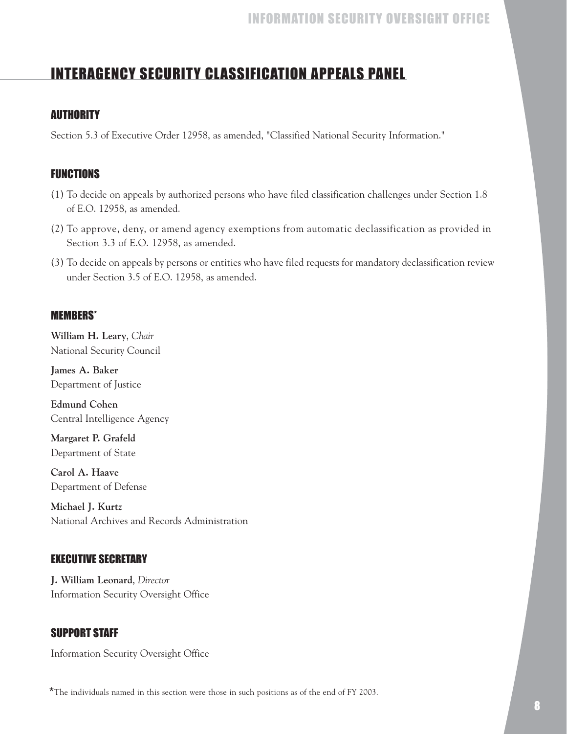# INTERAGENCY SECURITY CLASSIFICATION APPEALS PANEL

## AUTHORITY

Section 5.3 of Executive Order 12958, as amended, "Classified National Security Information."

## FUNCTIONS

(1) To decide on appeals by authorized persons who have filed classification challenges under Section 1.8 of E.O. 12958, as amended.

(2) To approve, deny, or amend agency exemptions from automatic declassification as provided in Section 3.3 of E.O. 12958, as amended.

(3) To decide on appeals by persons or entities who have filed requests for mandatory declassification review under Section 3.5 of E.O. 12958, as amended.

## MEMBERS*

**William H. Leary**, *Chair*
National Security Council

**James A. Baker**
Department of Justice

**Edmund Cohen**
Central Intelligence Agency

**Margaret P. Grafeld**
Department of State

**Carol A. Haave**
Department of Defense

**Michael J. Kurtz**
National Archives and Records Administration

## EXECUTIVE SECRETARY

**J. William Leonard**, *Director*
Information Security Oversight Office

## SUPPORT STAFF

Information Security Oversight Office

*The individuals named in this section were those in such positions as of the end of FY 2003.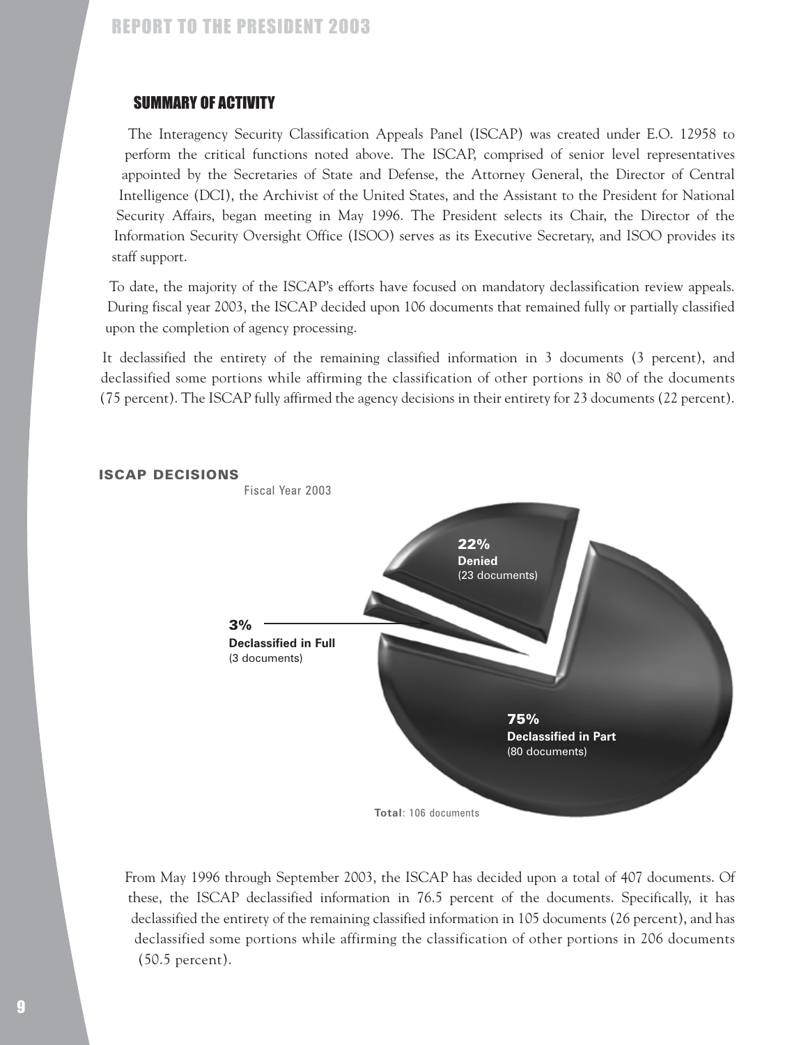## SUMMARY OF ACTIVITY

The Interagency Security Classification Appeals Panel (ISCAP) was created under E.O. 12958 to perform the critical functions noted above. The ISCAP, comprised of senior level representatives appointed by the Secretaries of State and Defense, the Attorney General, the Director of Central Intelligence (DCI), the Archivist of the United States, and the Assistant to the President for National Security Affairs, began meeting in May 1996. The President selects its Chair, the Director of the Information Security Oversight Office (ISOO) serves as its Executive Secretary, and ISOO provides its staff support.

To date, the majority of the ISCAP's efforts have focused on mandatory declassification review appeals. During fiscal year 2003, the ISCAP decided upon 106 documents that remained fully or partially classified upon the completion of agency processing.

It declassified the entirety of the remaining classified information in 3 documents (3 percent), and declassified some portions while affirming the classification of other portions in 80 of the documents (75 percent). The ISCAP fully affirmed the agency decisions in their entirety for 23 documents (22 percent).

**ISCAP DECISIONS**

Fiscal Year 2003

**22%** **Denied** (23 documents)

**3%** **Declassified in Full** (3 documents)

**75%** **Declassified in Part** (80 documents)

**Total**: 106 documents

From May 1996 through September 2003, the ISCAP has decided upon a total of 407 documents. Of these, the ISCAP declassified information in 76.5 percent of the documents. Specifically, it has declassified the entirety of the remaining classified information in 105 documents (26 percent), and has declassified some portions while affirming the classification of other portions in 206 documents (50.5 percent).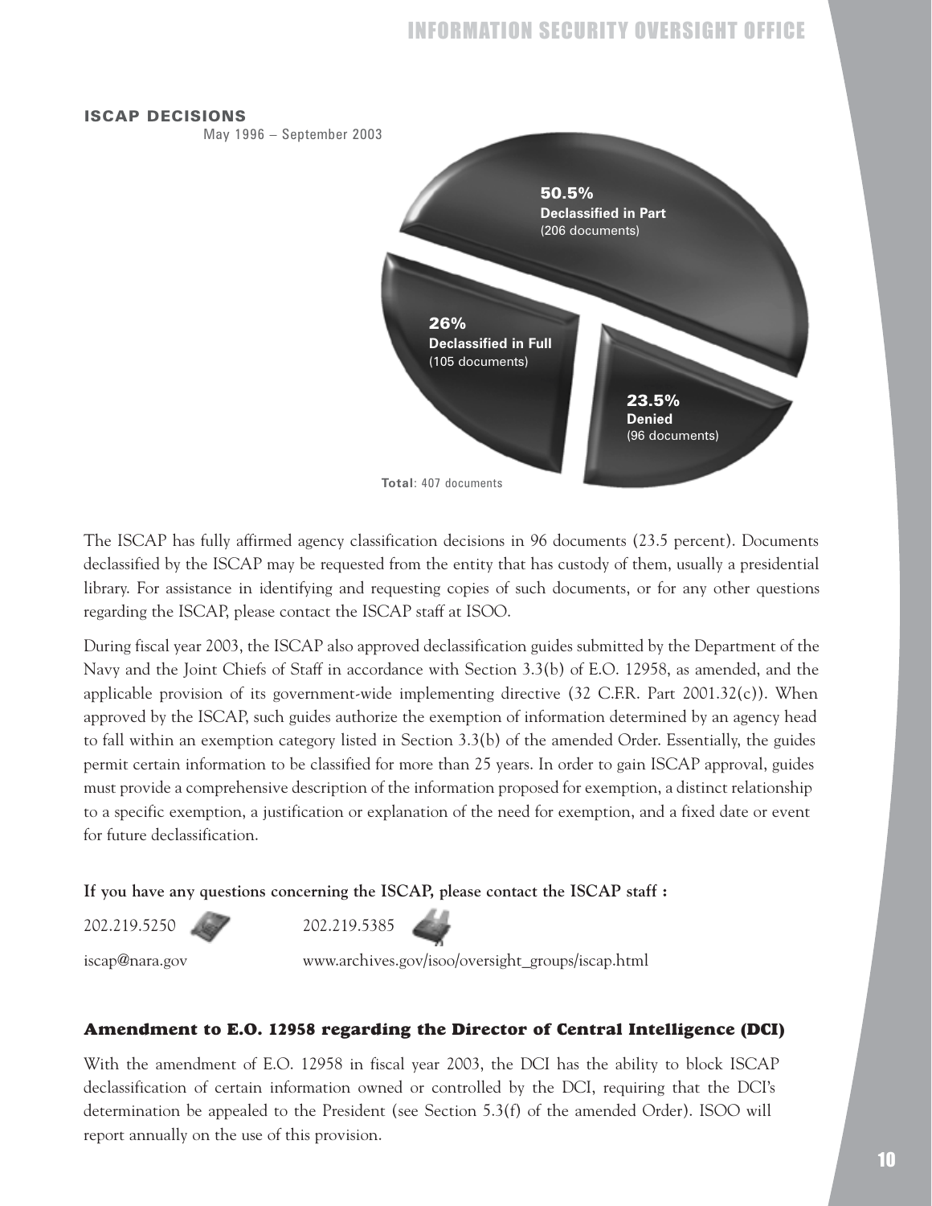### ISCAP DECISIONS

May 1996 – September 2003

**50.5%**
**Declassified in Part**
(206 documents)

**26%**
**Declassified in Full**
(105 documents)

**23.5%**
**Denied**
(96 documents)

**Total**: 407 documents

The ISCAP has fully affirmed agency classification decisions in 96 documents (23.5 percent). Documents declassified by the ISCAP may be requested from the entity that has custody of them, usually a presidential library. For assistance in identifying and requesting copies of such documents, or for any other questions regarding the ISCAP, please contact the ISCAP staff at ISOO.

During fiscal year 2003, the ISCAP also approved declassification guides submitted by the Department of the Navy and the Joint Chiefs of Staff in accordance with Section 3.3(b) of E.O. 12958, as amended, and the applicable provision of its government-wide implementing directive (32 C.F.R. Part 2001.32(c)). When approved by the ISCAP, such guides authorize the exemption of information determined by an agency head to fall within an exemption category listed in Section 3.3(b) of the amended Order. Essentially, the guides permit certain information to be classified for more than 25 years. In order to gain ISCAP approval, guides must provide a comprehensive description of the information proposed for exemption, a distinct relationship to a specific exemption, a justification or explanation of the need for exemption, and a fixed date or event for future declassification.

**If you have any questions concerning the ISCAP, please contact the ISCAP staff :**

202.219.5250 202.219.5385

iscap@nara.gov www.archives.gov/isoo/oversight_groups/iscap.html

### Amendment to E.O. 12958 regarding the Director of Central Intelligence (DCI)

With the amendment of E.O. 12958 in fiscal year 2003, the DCI has the ability to block ISCAP declassification of certain information owned or controlled by the DCI, requiring that the DCI's determination be appealed to the President (see Section 5.3(f) of the amended Order). ISOO will report annually on the use of this provision.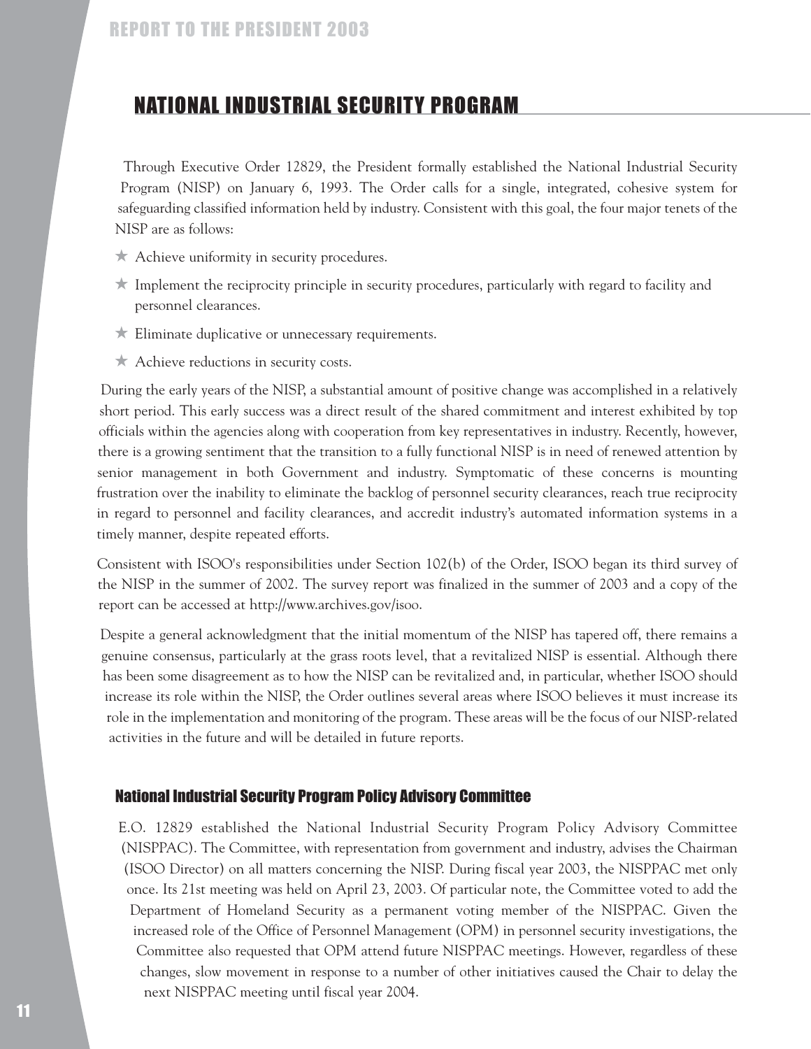# NATIONAL INDUSTRIAL SECURITY PROGRAM

Through Executive Order 12829, the President formally established the National Industrial Security Program (NISP) on January 6, 1993. The Order calls for a single, integrated, cohesive system for safeguarding classified information held by industry. Consistent with this goal, the four major tenets of the NISP are as follows:

- Achieve uniformity in security procedures.
- Implement the reciprocity principle in security procedures, particularly with regard to facility and personnel clearances.
- Eliminate duplicative or unnecessary requirements.
- Achieve reductions in security costs.

During the early years of the NISP, a substantial amount of positive change was accomplished in a relatively short period. This early success was a direct result of the shared commitment and interest exhibited by top officials within the agencies along with cooperation from key representatives in industry. Recently, however, there is a growing sentiment that the transition to a fully functional NISP is in need of renewed attention by senior management in both Government and industry. Symptomatic of these concerns is mounting frustration over the inability to eliminate the backlog of personnel security clearances, reach true reciprocity in regard to personnel and facility clearances, and accredit industry's automated information systems in a timely manner, despite repeated efforts.

Consistent with ISOO's responsibilities under Section 102(b) of the Order, ISOO began its third survey of the NISP in the summer of 2002. The survey report was finalized in the summer of 2003 and a copy of the report can be accessed at http://www.archives.gov/isoo.

Despite a general acknowledgment that the initial momentum of the NISP has tapered off, there remains a genuine consensus, particularly at the grass roots level, that a revitalized NISP is essential. Although there has been some disagreement as to how the NISP can be revitalized and, in particular, whether ISOO should increase its role within the NISP, the Order outlines several areas where ISOO believes it must increase its role in the implementation and monitoring of the program. These areas will be the focus of our NISP-related activities in the future and will be detailed in future reports.

## National Industrial Security Program Policy Advisory Committee

E.O. 12829 established the National Industrial Security Program Policy Advisory Committee (NISPPAC). The Committee, with representation from government and industry, advises the Chairman (ISOO Director) on all matters concerning the NISP. During fiscal year 2003, the NISPPAC met only once. Its 21st meeting was held on April 23, 2003. Of particular note, the Committee voted to add the Department of Homeland Security as a permanent voting member of the NISPPAC. Given the increased role of the Office of Personnel Management (OPM) in personnel security investigations, the Committee also requested that OPM attend future NISPPAC meetings. However, regardless of these changes, slow movement in response to a number of other initiatives caused the Chair to delay the next NISPPAC meeting until fiscal year 2004.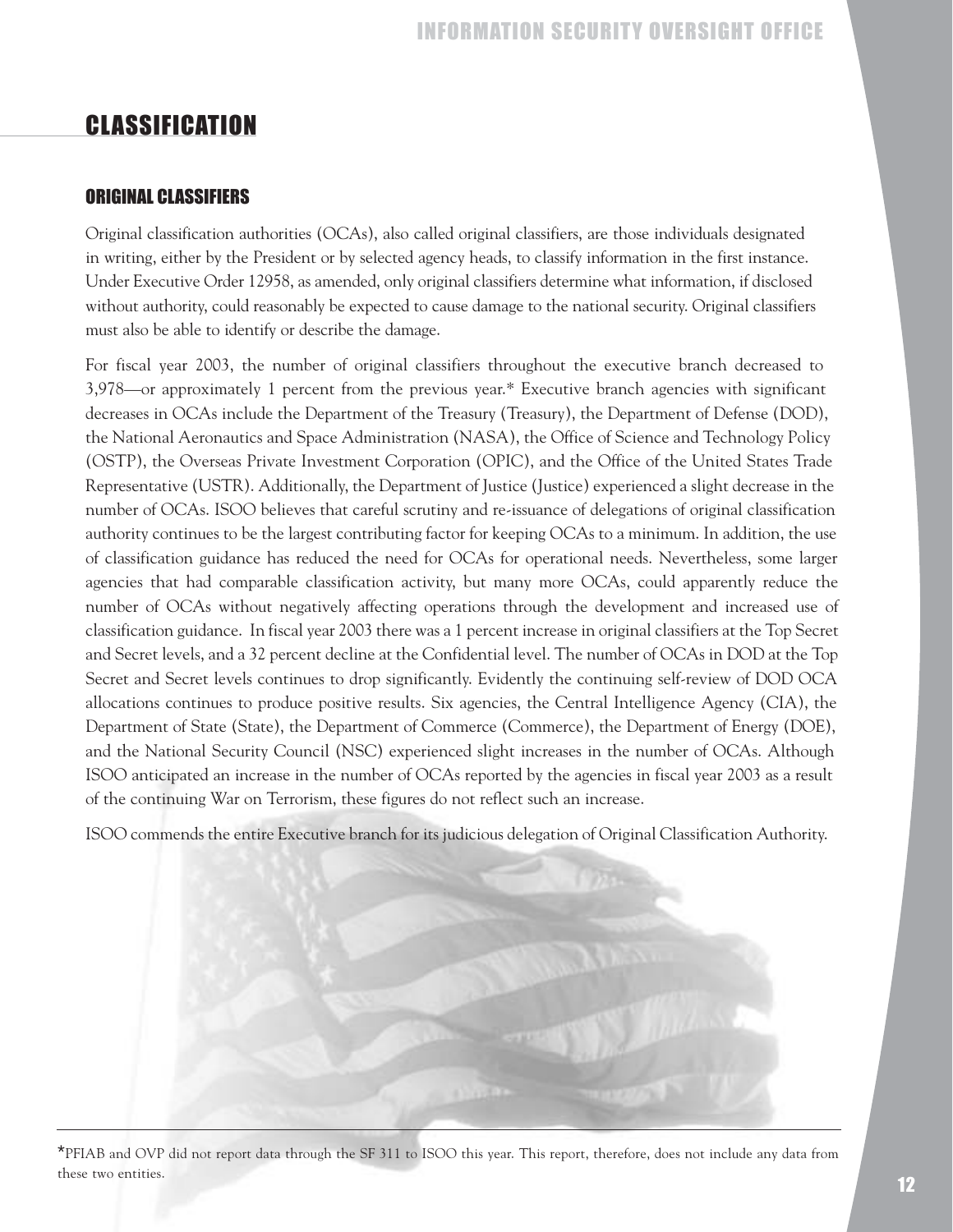# CLASSIFICATION

## ORIGINAL CLASSIFIERS

Original classification authorities (OCAs), also called original classifiers, are those individuals designated in writing, either by the President or by selected agency heads, to classify information in the first instance. Under Executive Order 12958, as amended, only original classifiers determine what information, if disclosed without authority, could reasonably be expected to cause damage to the national security. Original classifiers must also be able to identify or describe the damage.

For fiscal year 2003, the number of original classifiers throughout the executive branch decreased to 3,978—or approximately 1 percent from the previous year.* Executive branch agencies with significant decreases in OCAs include the Department of the Treasury (Treasury), the Department of Defense (DOD), the National Aeronautics and Space Administration (NASA), the Office of Science and Technology Policy (OSTP), the Overseas Private Investment Corporation (OPIC), and the Office of the United States Trade Representative (USTR). Additionally, the Department of Justice (Justice) experienced a slight decrease in the number of OCAs. ISOO believes that careful scrutiny and re-issuance of delegations of original classification authority continues to be the largest contributing factor for keeping OCAs to a minimum. In addition, the use of classification guidance has reduced the need for OCAs for operational needs. Nevertheless, some larger agencies that had comparable classification activity, but many more OCAs, could apparently reduce the number of OCAs without negatively affecting operations through the development and increased use of classification guidance. In fiscal year 2003 there was a 1 percent increase in original classifiers at the Top Secret and Secret levels, and a 32 percent decline at the Confidential level. The number of OCAs in DOD at the Top Secret and Secret levels continues to drop significantly. Evidently the continuing self-review of DOD OCA allocations continues to produce positive results. Six agencies, the Central Intelligence Agency (CIA), the Department of State (State), the Department of Commerce (Commerce), the Department of Energy (DOE), and the National Security Council (NSC) experienced slight increases in the number of OCAs. Although ISOO anticipated an increase in the number of OCAs reported by the agencies in fiscal year 2003 as a result of the continuing War on Terrorism, these figures do not reflect such an increase.

ISOO commends the entire Executive branch for its judicious delegation of Original Classification Authority.

---

*PFIAB and OVP did not report data through the SF 311 to ISOO this year. This report, therefore, does not include any data from these two entities.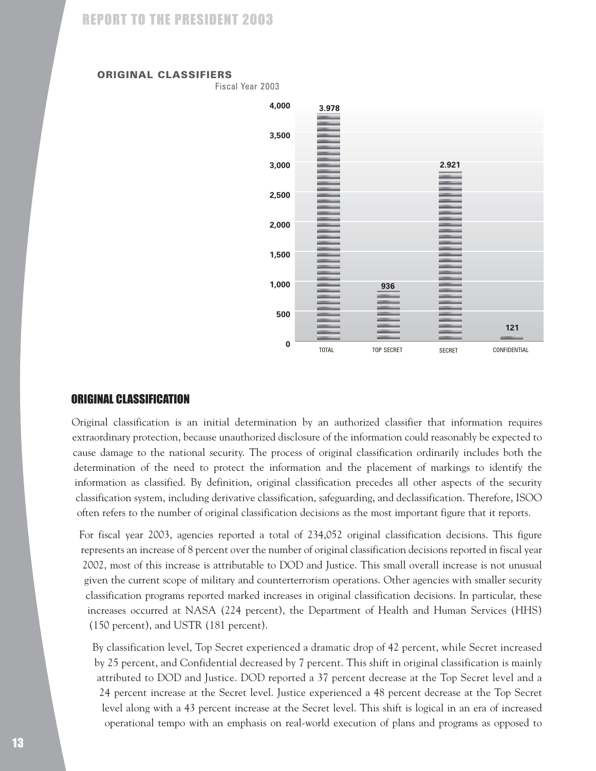**ORIGINAL CLASSIFIERS**

Fiscal Year 2003

| Category | Number |
| --- | --- |
| TOTAL | 3.978 |
| TOP SECRET | 936 |
| SECRET | 2.921 |
| CONFIDENTIAL | 121 |

## ORIGINAL CLASSIFICATION

Original classification is an initial determination by an authorized classifier that information requires extraordinary protection, because unauthorized disclosure of the information could reasonably be expected to cause damage to the national security. The process of original classification ordinarily includes both the determination of the need to protect the information and the placement of markings to identify the information as classified. By definition, original classification precedes all other aspects of the security classification system, including derivative classification, safeguarding, and declassification. Therefore, ISOO often refers to the number of original classification decisions as the most important figure that it reports.

For fiscal year 2003, agencies reported a total of 234,052 original classification decisions. This figure represents an increase of 8 percent over the number of original classification decisions reported in fiscal year 2002, most of this increase is attributable to DOD and Justice. This small overall increase is not unusual given the current scope of military and counterterrorism operations. Other agencies with smaller security classification programs reported marked increases in original classification decisions. In particular, these increases occurred at NASA (224 percent), the Department of Health and Human Services (HHS) (150 percent), and USTR (181 percent).

By classification level, Top Secret experienced a dramatic drop of 42 percent, while Secret increased by 25 percent, and Confidential decreased by 7 percent. This shift in original classification is mainly attributed to DOD and Justice. DOD reported a 37 percent decrease at the Top Secret level and a 24 percent increase at the Secret level. Justice experienced a 48 percent decrease at the Top Secret level along with a 43 percent increase at the Secret level. This shift is logical in an era of increased operational tempo with an emphasis on real-world execution of plans and programs as opposed to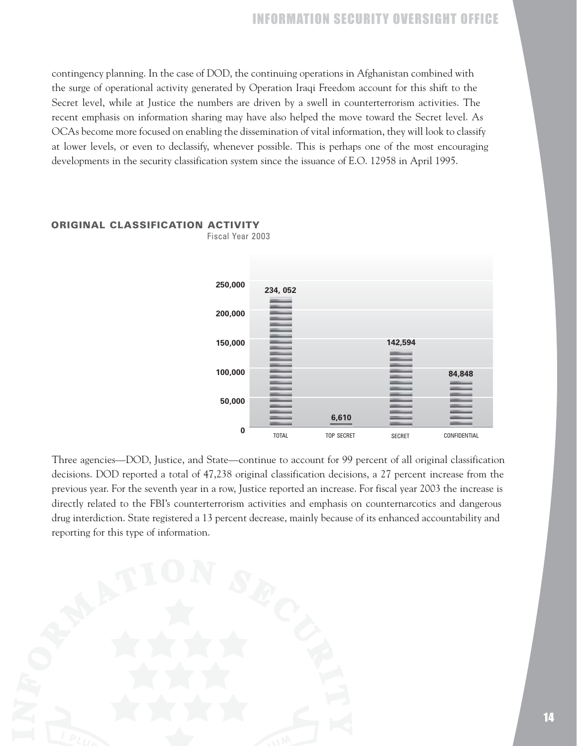contingency planning. In the case of DOD, the continuing operations in Afghanistan combined with the surge of operational activity generated by Operation Iraqi Freedom account for this shift to the Secret level, while at Justice the numbers are driven by a swell in counterterrorism activities. The recent emphasis on information sharing may have also helped the move toward the Secret level. As OCAs become more focused on enabling the dissemination of vital information, they will look to classify at lower levels, or even to declassify, whenever possible. This is perhaps one of the most encouraging developments in the security classification system since the issuance of E.O. 12958 in April 1995.

### ORIGINAL CLASSIFICATION ACTIVITY

Fiscal Year 2003

| TOTAL | TOP SECRET | SECRET | CONFIDENTIAL |
|---|---|---|---|
| 234, 052 | 6,610 | 142,594 | 84,848 |

Three agencies—DOD, Justice, and State—continue to account for 99 percent of all original classification decisions. DOD reported a total of 47,238 original classification decisions, a 27 percent increase from the previous year. For the seventh year in a row, Justice reported an increase. For fiscal year 2003 the increase is directly related to the FBI's counterterrorism activities and emphasis on counternarcotics and dangerous drug interdiction. State registered a 13 percent decrease, mainly because of its enhanced accountability and reporting for this type of information.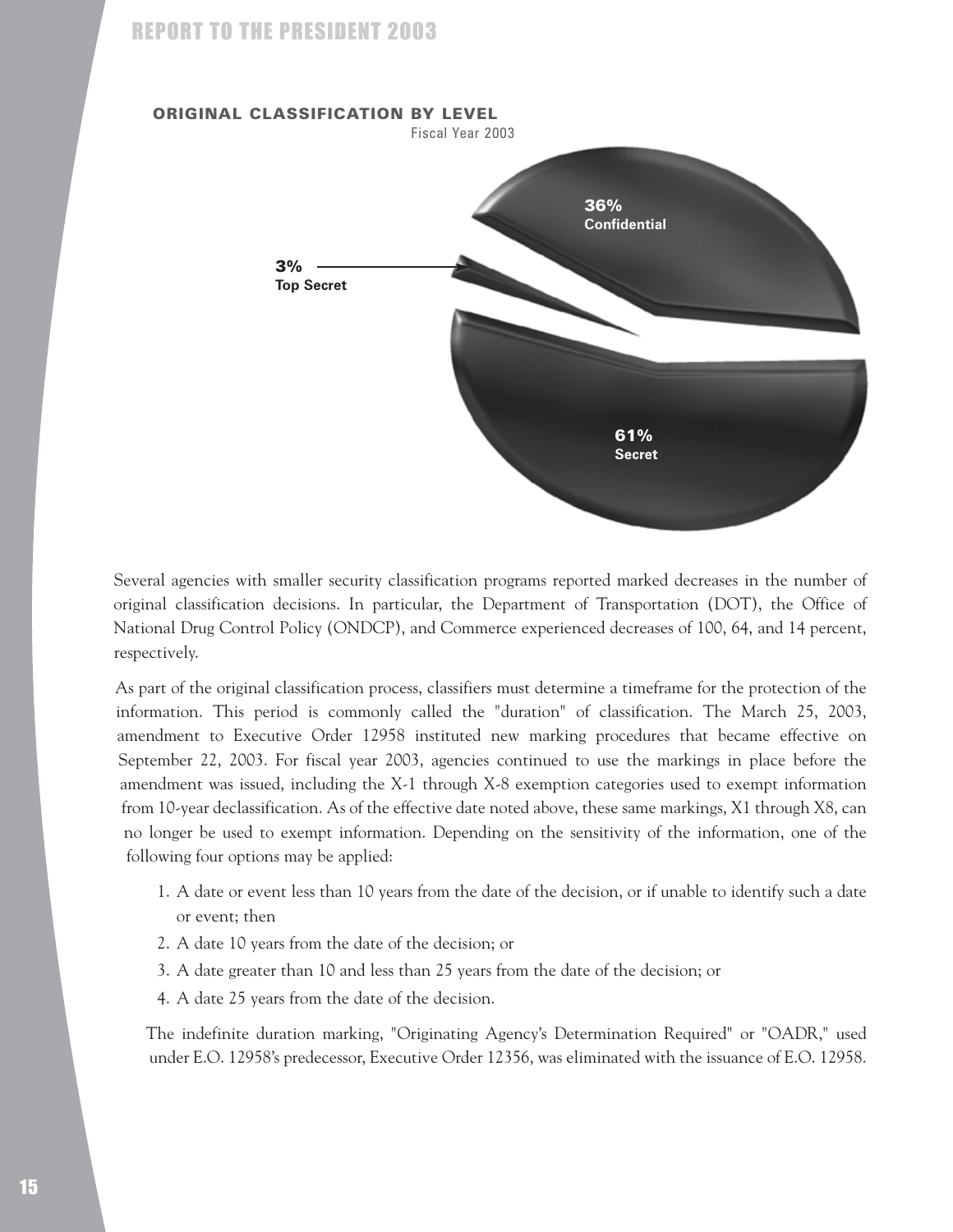**ORIGINAL CLASSIFICATION BY LEVEL**

Fiscal Year 2003

36% Confidential

3% Top Secret

61% Secret

Several agencies with smaller security classification programs reported marked decreases in the number of original classification decisions. In particular, the Department of Transportation (DOT), the Office of National Drug Control Policy (ONDCP), and Commerce experienced decreases of 100, 64, and 14 percent, respectively.

As part of the original classification process, classifiers must determine a timeframe for the protection of the information. This period is commonly called the "duration" of classification. The March 25, 2003, amendment to Executive Order 12958 instituted new marking procedures that became effective on September 22, 2003. For fiscal year 2003, agencies continued to use the markings in place before the amendment was issued, including the X-1 through X-8 exemption categories used to exempt information from 10-year declassification. As of the effective date noted above, these same markings, X1 through X8, can no longer be used to exempt information. Depending on the sensitivity of the information, one of the following four options may be applied:

1. A date or event less than 10 years from the date of the decision, or if unable to identify such a date or event; then
2. A date 10 years from the date of the decision; or
3. A date greater than 10 and less than 25 years from the date of the decision; or
4. A date 25 years from the date of the decision.

The indefinite duration marking, "Originating Agency's Determination Required" or "OADR," used under E.O. 12958's predecessor, Executive Order 12356, was eliminated with the issuance of E.O. 12958.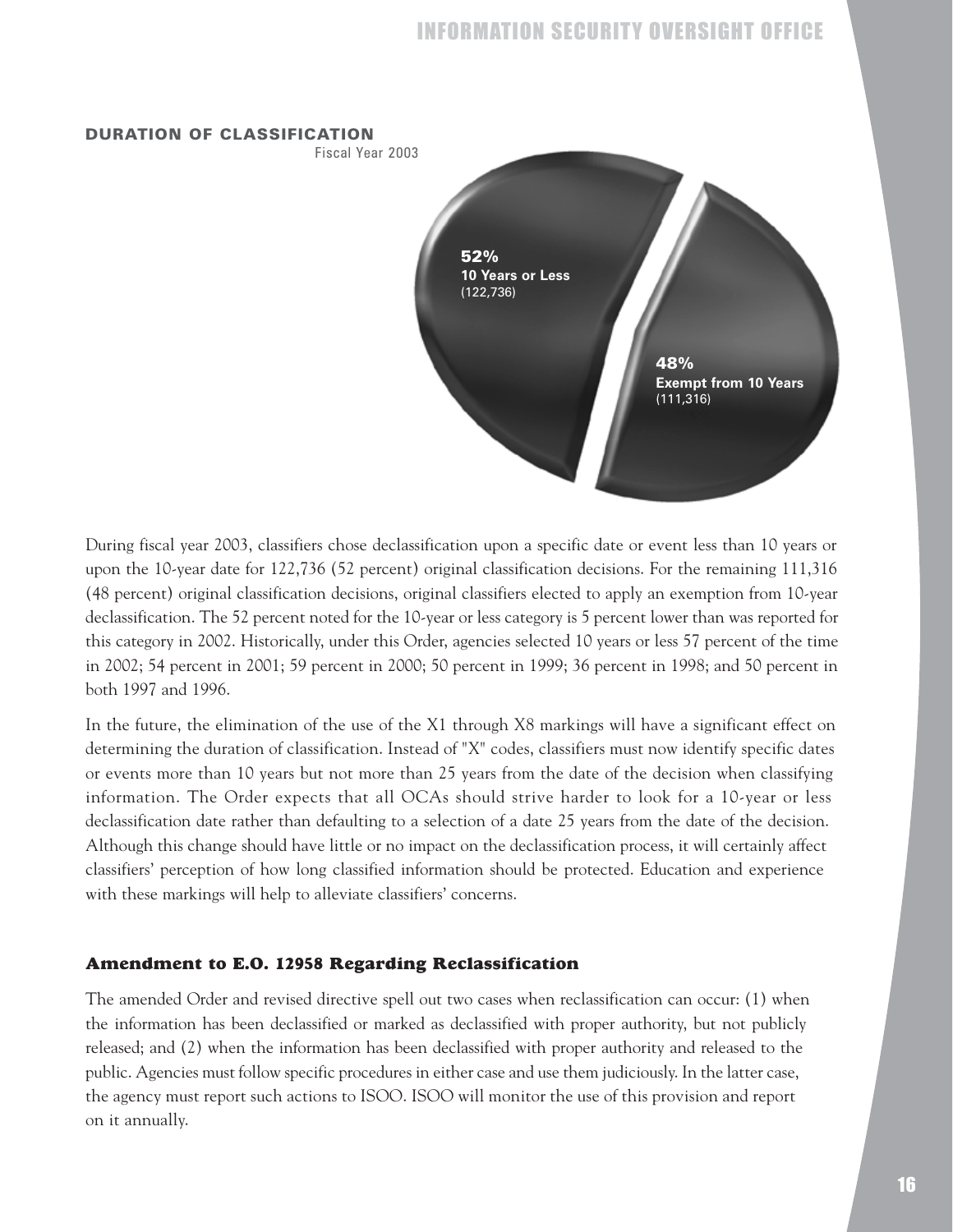## DURATION OF CLASSIFICATION

Fiscal Year 2003

**52%**
**10 Years or Less**
(122,736)

**48%**
**Exempt from 10 Years**
(111,316)

During fiscal year 2003, classifiers chose declassification upon a specific date or event less than 10 years or upon the 10-year date for 122,736 (52 percent) original classification decisions. For the remaining 111,316 (48 percent) original classification decisions, original classifiers elected to apply an exemption from 10-year declassification. The 52 percent noted for the 10-year or less category is 5 percent lower than was reported for this category in 2002. Historically, under this Order, agencies selected 10 years or less 57 percent of the time in 2002; 54 percent in 2001; 59 percent in 2000; 50 percent in 1999; 36 percent in 1998; and 50 percent in both 1997 and 1996.

In the future, the elimination of the use of the X1 through X8 markings will have a significant effect on determining the duration of classification. Instead of "X" codes, classifiers must now identify specific dates or events more than 10 years but not more than 25 years from the date of the decision when classifying information. The Order expects that all OCAs should strive harder to look for a 10-year or less declassification date rather than defaulting to a selection of a date 25 years from the date of the decision. Although this change should have little or no impact on the declassification process, it will certainly affect classifiers' perception of how long classified information should be protected. Education and experience with these markings will help to alleviate classifiers' concerns.

### *Amendment to E.O. 12958 Regarding Reclassification*

The amended Order and revised directive spell out two cases when reclassification can occur: (1) when the information has been declassified or marked as declassified with proper authority, but not publicly released; and (2) when the information has been declassified with proper authority and released to the public. Agencies must follow specific procedures in either case and use them judiciously. In the latter case, the agency must report such actions to ISOO. ISOO will monitor the use of this provision and report on it annually.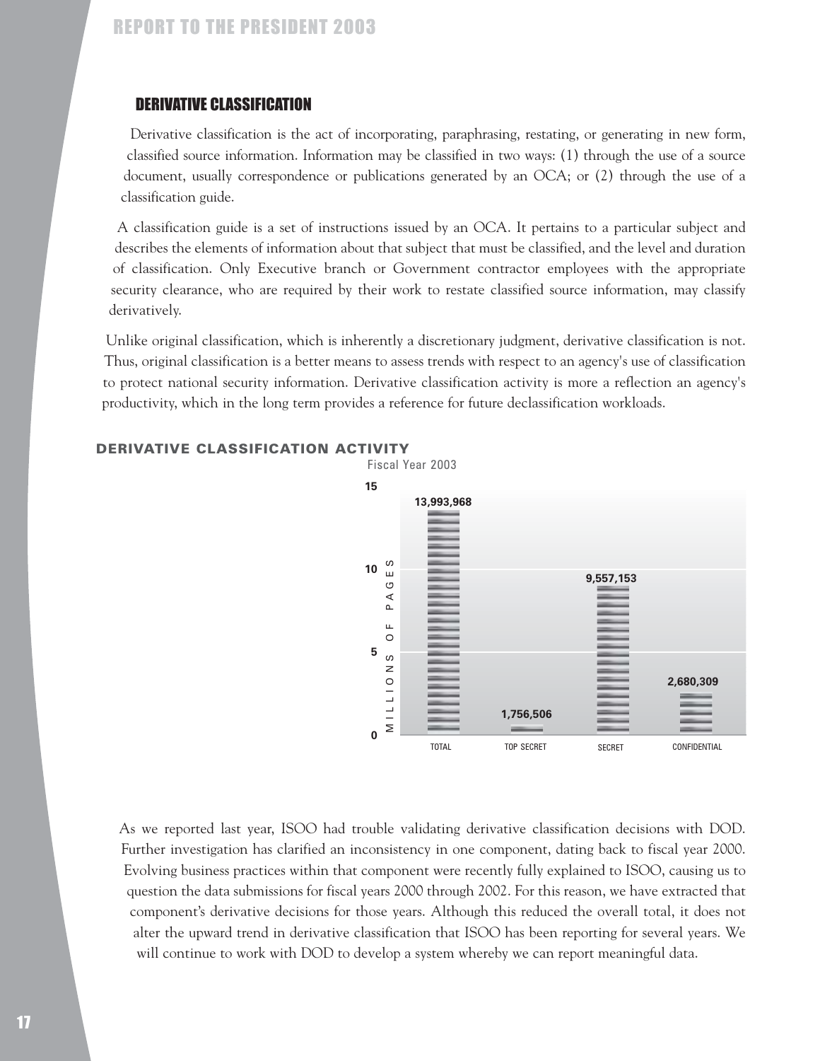## DERIVATIVE CLASSIFICATION

Derivative classification is the act of incorporating, paraphrasing, restating, or generating in new form, classified source information. Information may be classified in two ways: (1) through the use of a source document, usually correspondence or publications generated by an OCA; or (2) through the use of a classification guide.

A classification guide is a set of instructions issued by an OCA. It pertains to a particular subject and describes the elements of information about that subject that must be classified, and the level and duration of classification. Only Executive branch or Government contractor employees with the appropriate security clearance, who are required by their work to restate classified source information, may classify derivatively.

Unlike original classification, which is inherently a discretionary judgment, derivative classification is not. Thus, original classification is a better means to assess trends with respect to an agency's use of classification to protect national security information. Derivative classification activity is more a reflection an agency's productivity, which in the long term provides a reference for future declassification workloads.

### DERIVATIVE CLASSIFICATION ACTIVITY

Fiscal Year 2003

| | Millions of Pages |
|---|---|
| TOTAL | 13,993,968 |
| TOP SECRET | 1,756,506 |
| SECRET | 9,557,153 |
| CONFIDENTIAL | 2,680,309 |

As we reported last year, ISOO had trouble validating derivative classification decisions with DOD. Further investigation has clarified an inconsistency in one component, dating back to fiscal year 2000. Evolving business practices within that component were recently fully explained to ISOO, causing us to question the data submissions for fiscal years 2000 through 2002. For this reason, we have extracted that component's derivative decisions for those years. Although this reduced the overall total, it does not alter the upward trend in derivative classification that ISOO has been reporting for several years. We will continue to work with DOD to develop a system whereby we can report meaningful data.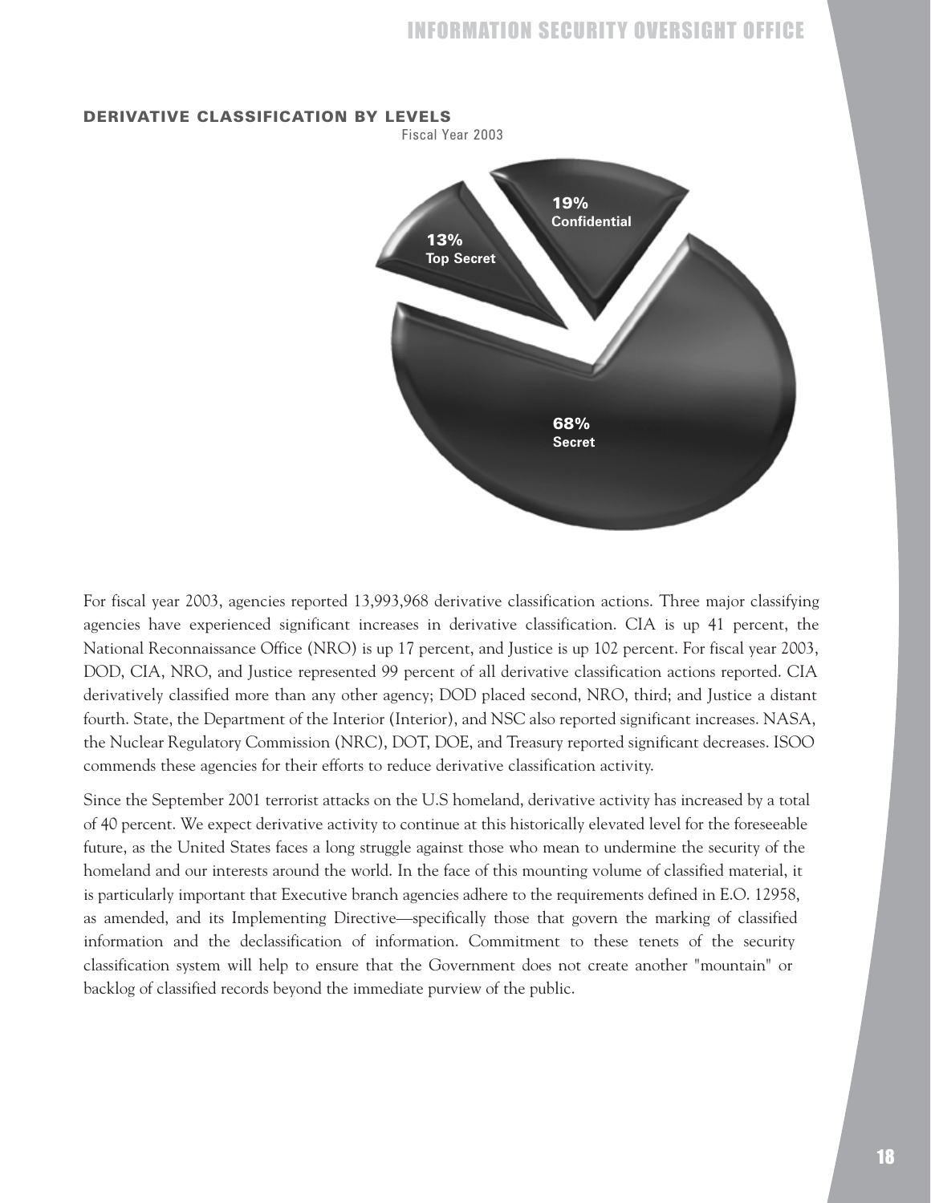## DERIVATIVE CLASSIFICATION BY LEVELS

Fiscal Year 2003

19% Confidential

13% Top Secret

68% Secret

For fiscal year 2003, agencies reported 13,993,968 derivative classification actions. Three major classifying agencies have experienced significant increases in derivative classification. CIA is up 41 percent, the National Reconnaissance Office (NRO) is up 17 percent, and Justice is up 102 percent. For fiscal year 2003, DOD, CIA, NRO, and Justice represented 99 percent of all derivative classification actions reported. CIA derivatively classified more than any other agency; DOD placed second, NRO, third; and Justice a distant fourth. State, the Department of the Interior (Interior), and NSC also reported significant increases. NASA, the Nuclear Regulatory Commission (NRC), DOT, DOE, and Treasury reported significant decreases. ISOO commends these agencies for their efforts to reduce derivative classification activity.

Since the September 2001 terrorist attacks on the U.S homeland, derivative activity has increased by a total of 40 percent. We expect derivative activity to continue at this historically elevated level for the foreseeable future, as the United States faces a long struggle against those who mean to undermine the security of the homeland and our interests around the world. In the face of this mounting volume of classified material, it is particularly important that Executive branch agencies adhere to the requirements defined in E.O. 12958, as amended, and its Implementing Directive—specifically those that govern the marking of classified information and the declassification of information. Commitment to these tenets of the security classification system will help to ensure that the Government does not create another "mountain" or backlog of classified records beyond the immediate purview of the public.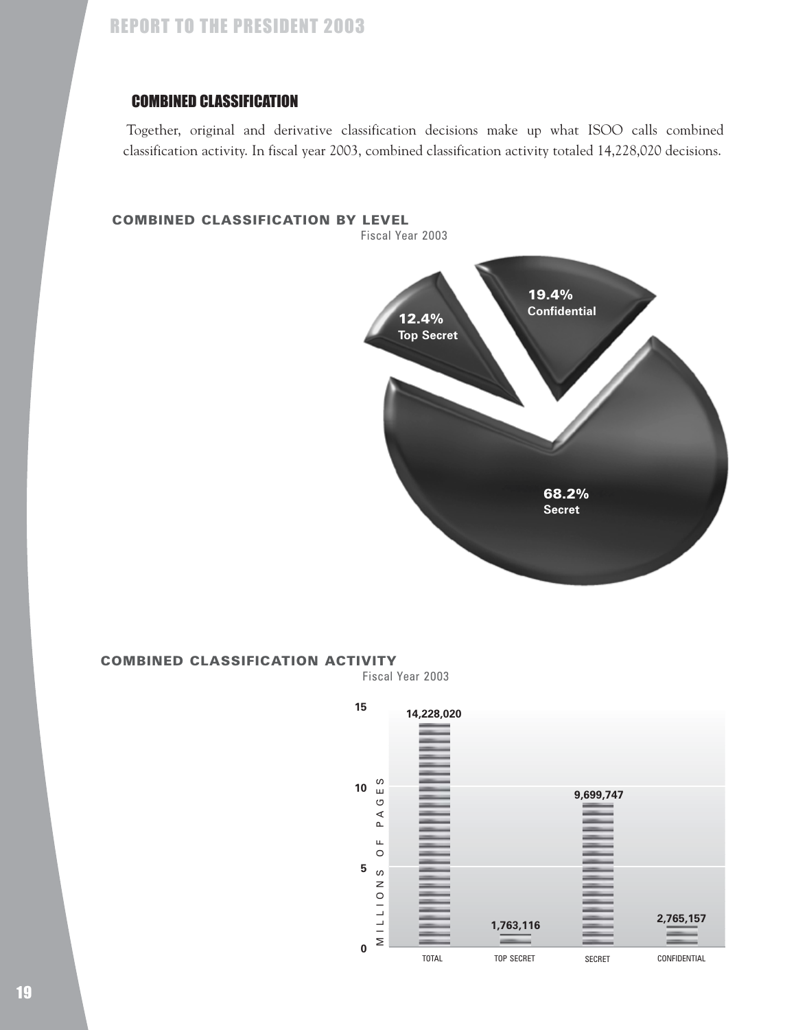## COMBINED CLASSIFICATION

Together, original and derivative classification decisions make up what ISOO calls combined classification activity. In fiscal year 2003, combined classification activity totaled 14,228,020 decisions.

### COMBINED CLASSIFICATION BY LEVEL

Fiscal Year 2003

| Level | Percentage |
|---|---|
| Top Secret | 12.4% |
| Secret | 68.2% |
| Confidential | 19.4% |

### COMBINED CLASSIFICATION ACTIVITY

Fiscal Year 2003

| | Millions of Pages |
|---|---|
| TOTAL | 14,228,020 |
| TOP SECRET | 1,763,116 |
| SECRET | 9,699,747 |
| CONFIDENTIAL | 2,765,157 |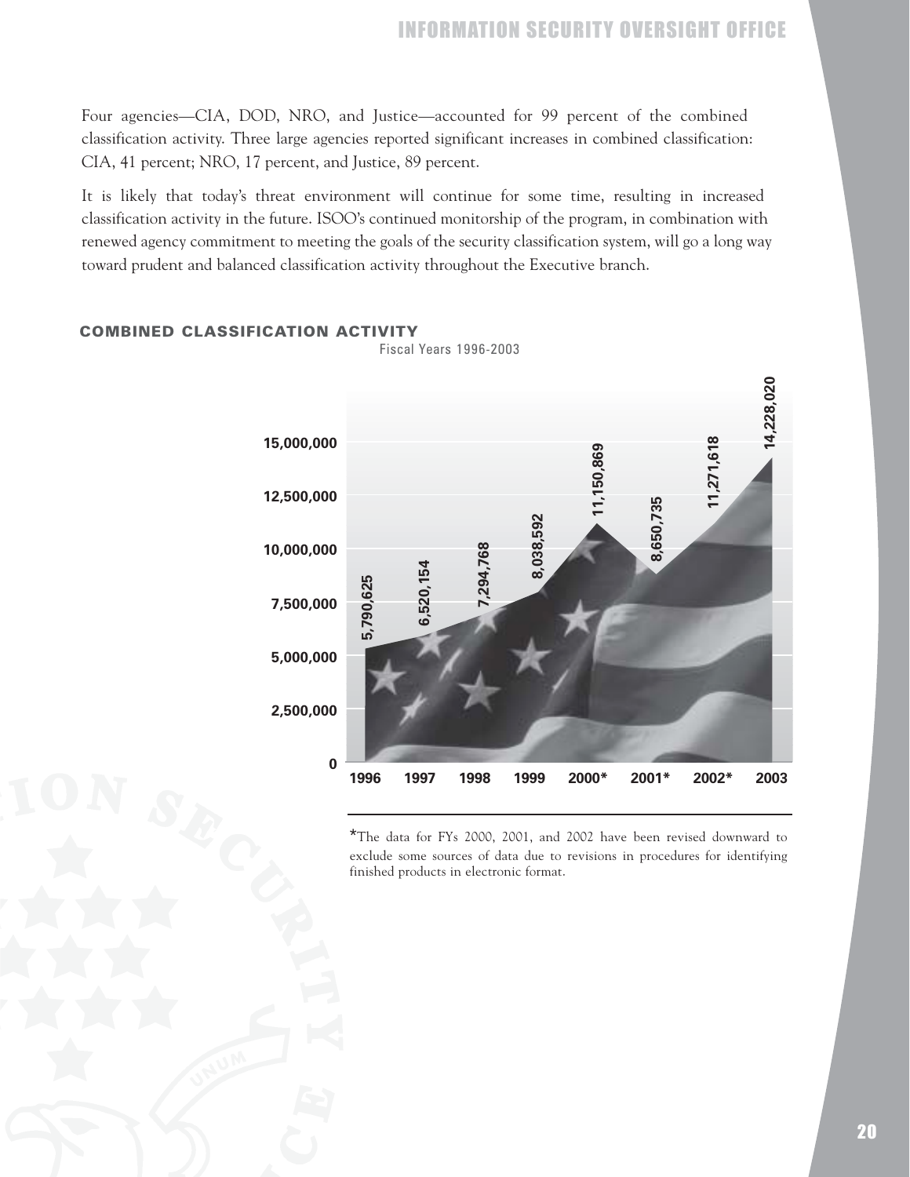Four agencies—CIA, DOD, NRO, and Justice—accounted for 99 percent of the combined classification activity. Three large agencies reported significant increases in combined classification: CIA, 41 percent; NRO, 17 percent, and Justice, 89 percent.

It is likely that today's threat environment will continue for some time, resulting in increased classification activity in the future. ISOO's continued monitorship of the program, in combination with renewed agency commitment to meeting the goals of the security classification system, will go a long way toward prudent and balanced classification activity throughout the Executive branch.

## COMBINED CLASSIFICATION ACTIVITY

Fiscal Years 1996-2003

| Fiscal Year | Combined Classification Activity |
|---|---|
| 1996 | 5,790,625 |
| 1997 | 6,520,154 |
| 1998 | 7,294,768 |
| 1999 | 8,038,592 |
| 2000* | 11,150,869 |
| 2001* | 8,650,735 |
| 2002* | 11,271,618 |
| 2003 | 14,228,020 |

*The data for FYs 2000, 2001, and 2002 have been revised downward to exclude some sources of data due to revisions in procedures for identifying finished products in electronic format.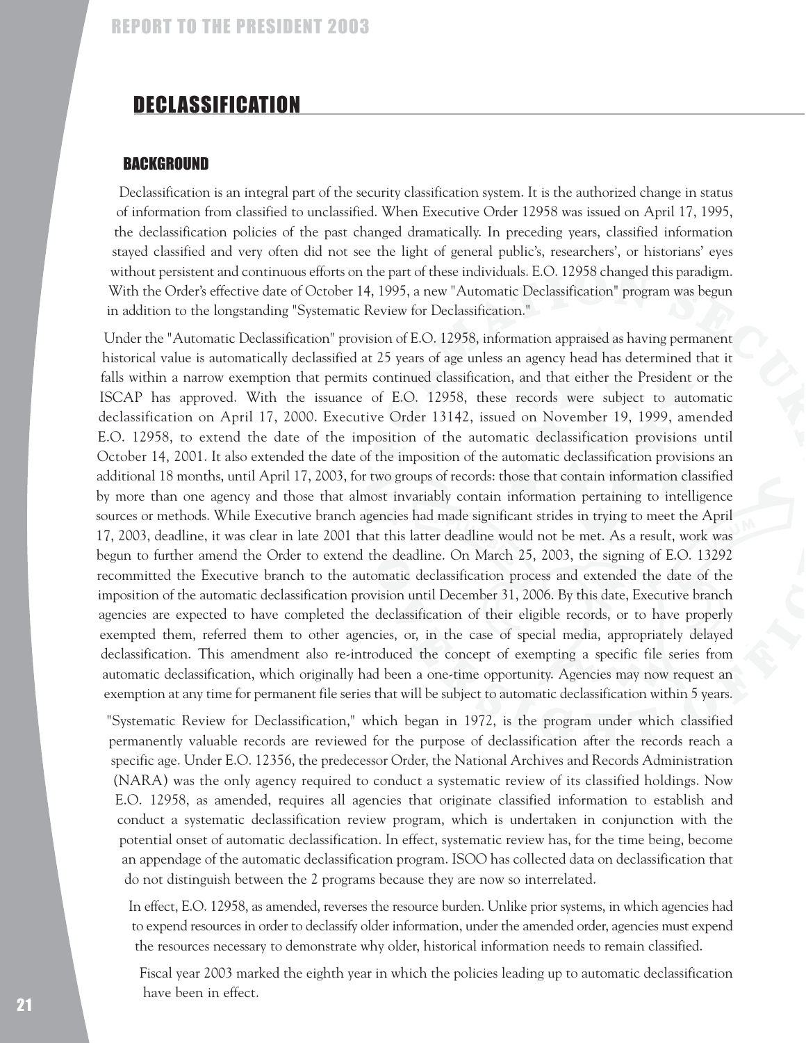## DECLASSIFICATION

### BACKGROUND

Declassification is an integral part of the security classification system. It is the authorized change in status of information from classified to unclassified. When Executive Order 12958 was issued on April 17, 1995, the declassification policies of the past changed dramatically. In preceding years, classified information stayed classified and very often did not see the light of general public's, researchers', or historians' eyes without persistent and continuous efforts on the part of these individuals. E.O. 12958 changed this paradigm. With the Order's effective date of October 14, 1995, a new "Automatic Declassification" program was begun in addition to the longstanding "Systematic Review for Declassification."

Under the "Automatic Declassification" provision of E.O. 12958, information appraised as having permanent historical value is automatically declassified at 25 years of age unless an agency head has determined that it falls within a narrow exemption that permits continued classification, and that either the President or the ISCAP has approved. With the issuance of E.O. 12958, these records were subject to automatic declassification on April 17, 2000. Executive Order 13142, issued on November 19, 1999, amended E.O. 12958, to extend the date of the imposition of the automatic declassification provisions until October 14, 2001. It also extended the date of the imposition of the automatic declassification provisions an additional 18 months, until April 17, 2003, for two groups of records: those that contain information classified by more than one agency and those that almost invariably contain information pertaining to intelligence sources or methods. While Executive branch agencies had made significant strides in trying to meet the April 17, 2003, deadline, it was clear in late 2001 that this latter deadline would not be met. As a result, work was begun to further amend the Order to extend the deadline. On March 25, 2003, the signing of E.O. 13292 recommitted the Executive branch to the automatic declassification process and extended the date of the imposition of the automatic declassification provision until December 31, 2006. By this date, Executive branch agencies are expected to have completed the declassification of their eligible records, or to have properly exempted them, referred them to other agencies, or, in the case of special media, appropriately delayed declassification. This amendment also re-introduced the concept of exempting a specific file series from automatic declassification, which originally had been a one-time opportunity. Agencies may now request an exemption at any time for permanent file series that will be subject to automatic declassification within 5 years.

"Systematic Review for Declassification," which began in 1972, is the program under which classified permanently valuable records are reviewed for the purpose of declassification after the records reach a specific age. Under E.O. 12356, the predecessor Order, the National Archives and Records Administration (NARA) was the only agency required to conduct a systematic review of its classified holdings. Now E.O. 12958, as amended, requires all agencies that originate classified information to establish and conduct a systematic declassification review program, which is undertaken in conjunction with the potential onset of automatic declassification. In effect, systematic review has, for the time being, become an appendage of the automatic declassification program. ISOO has collected data on declassification that do not distinguish between the 2 programs because they are now so interrelated.

In effect, E.O. 12958, as amended, reverses the resource burden. Unlike prior systems, in which agencies had to expend resources in order to declassify older information, under the amended order, agencies must expend the resources necessary to demonstrate why older, historical information needs to remain classified.

Fiscal year 2003 marked the eighth year in which the policies leading up to automatic declassification have been in effect.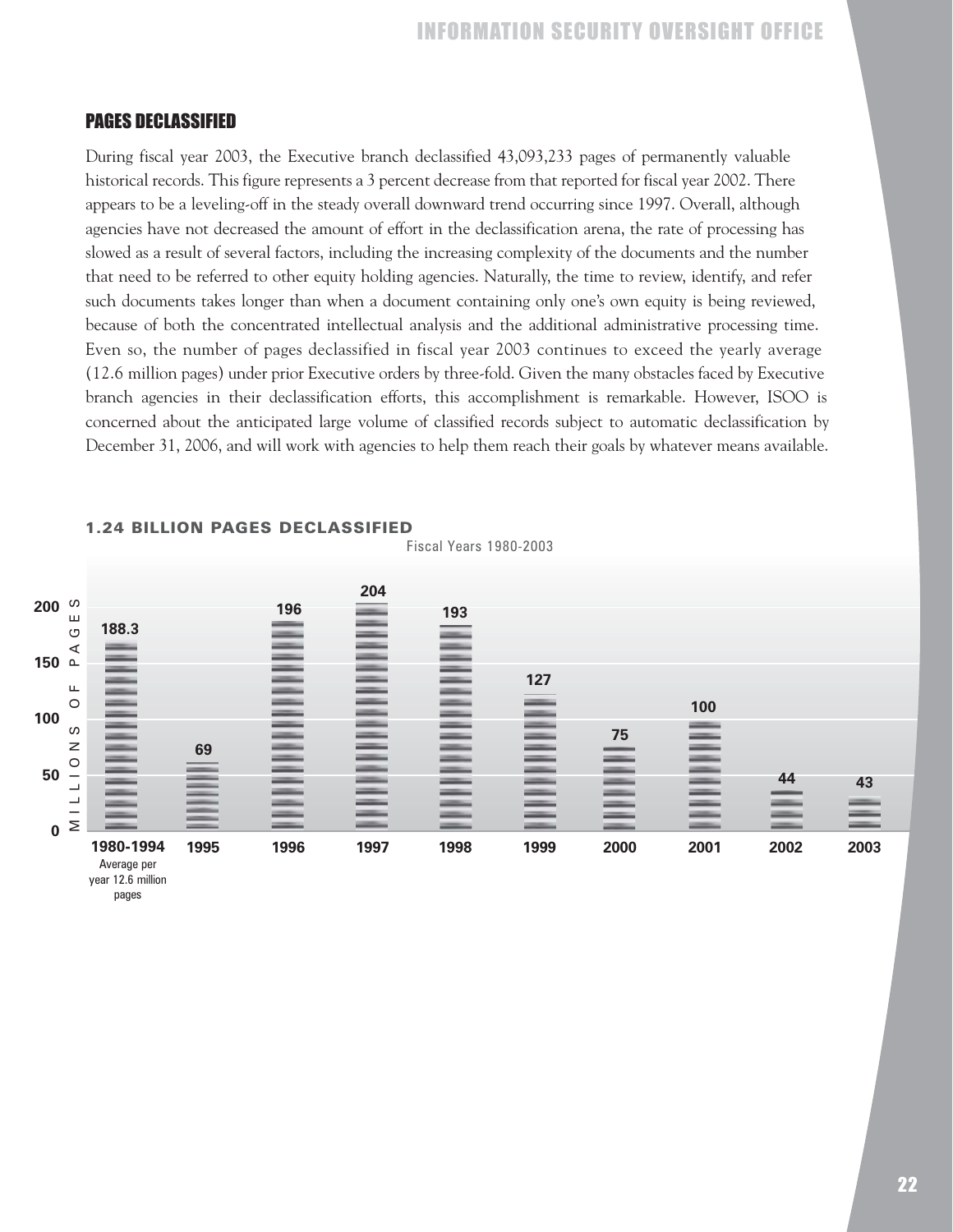## PAGES DECLASSIFIED

During fiscal year 2003, the Executive branch declassified 43,093,233 pages of permanently valuable historical records. This figure represents a 3 percent decrease from that reported for fiscal year 2002. There appears to be a leveling-off in the steady overall downward trend occurring since 1997. Overall, although agencies have not decreased the amount of effort in the declassification arena, the rate of processing has slowed as a result of several factors, including the increasing complexity of the documents and the number that need to be referred to other equity holding agencies. Naturally, the time to review, identify, and refer such documents takes longer than when a document containing only one's own equity is being reviewed, because of both the concentrated intellectual analysis and the additional administrative processing time. Even so, the number of pages declassified in fiscal year 2003 continues to exceed the yearly average (12.6 million pages) under prior Executive orders by three-fold. Given the many obstacles faced by Executive branch agencies in their declassification efforts, this accomplishment is remarkable. However, ISOO is concerned about the anticipated large volume of classified records subject to automatic declassification by December 31, 2006, and will work with agencies to help them reach their goals by whatever means available.

### 1.24 BILLION PAGES DECLASSIFIED

Fiscal Years 1980-2003

| Fiscal Year | Millions of Pages |
|---|---|
| 1980-1994 (Average per year 12.6 million pages) | 188.3 |
| 1995 | 69 |
| 1996 | 196 |
| 1997 | 204 |
| 1998 | 193 |
| 1999 | 127 |
| 2000 | 75 |
| 2001 | 100 |
| 2002 | 44 |
| 2003 | 43 |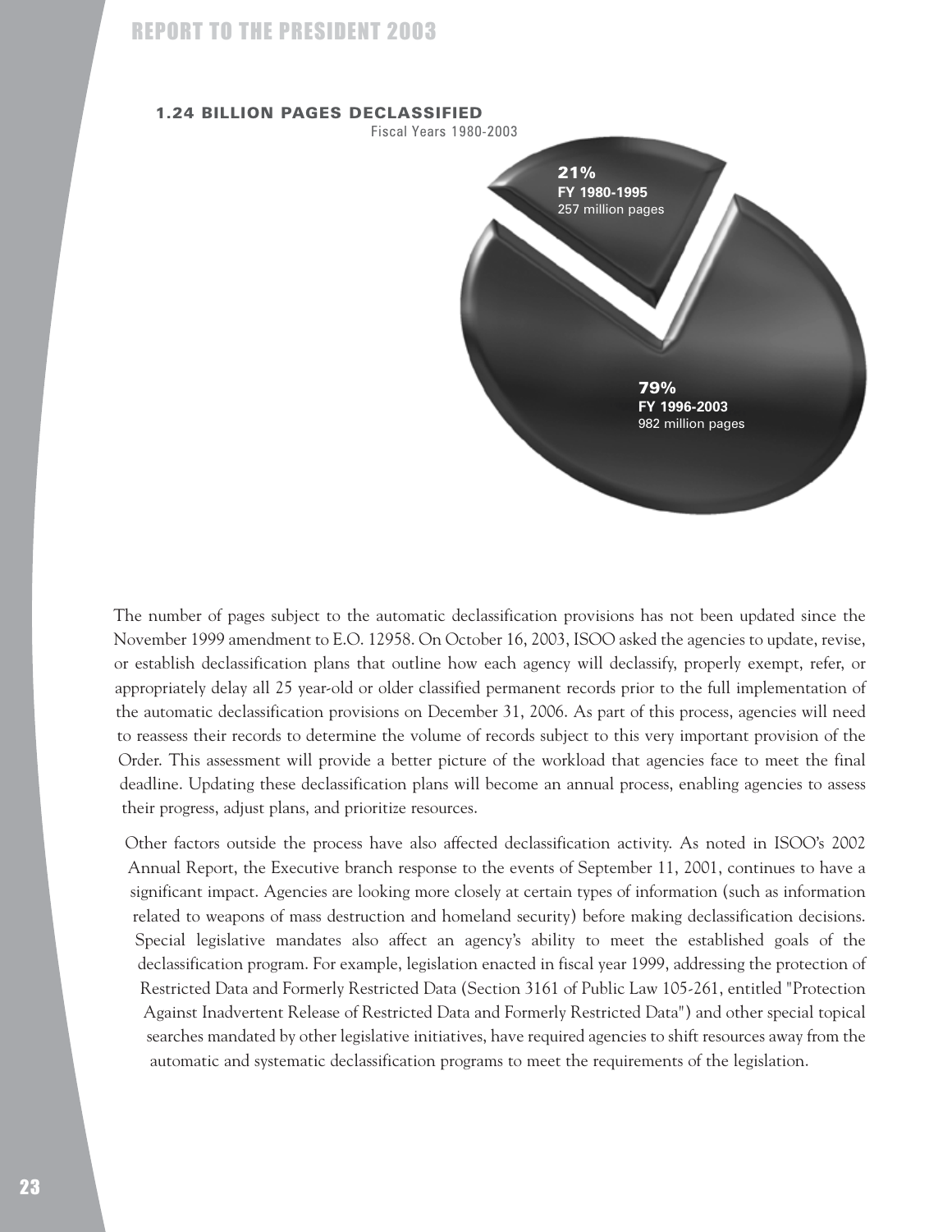**1.24 BILLION PAGES DECLASSIFIED**
Fiscal Years 1980-2003

**21%**
**FY 1980-1995**
257 million pages

**79%**
**FY 1996-2003**
982 million pages

The number of pages subject to the automatic declassification provisions has not been updated since the November 1999 amendment to E.O. 12958. On October 16, 2003, ISOO asked the agencies to update, revise, or establish declassification plans that outline how each agency will declassify, properly exempt, refer, or appropriately delay all 25 year-old or older classified permanent records prior to the full implementation of the automatic declassification provisions on December 31, 2006. As part of this process, agencies will need to reassess their records to determine the volume of records subject to this very important provision of the Order. This assessment will provide a better picture of the workload that agencies face to meet the final deadline. Updating these declassification plans will become an annual process, enabling agencies to assess their progress, adjust plans, and prioritize resources.

Other factors outside the process have also affected declassification activity. As noted in ISOO's 2002 Annual Report, the Executive branch response to the events of September 11, 2001, continues to have a significant impact. Agencies are looking more closely at certain types of information (such as information related to weapons of mass destruction and homeland security) before making declassification decisions. Special legislative mandates also affect an agency's ability to meet the established goals of the declassification program. For example, legislation enacted in fiscal year 1999, addressing the protection of Restricted Data and Formerly Restricted Data (Section 3161 of Public Law 105-261, entitled "Protection Against Inadvertent Release of Restricted Data and Formerly Restricted Data") and other special topical searches mandated by other legislative initiatives, have required agencies to shift resources away from the automatic and systematic declassification programs to meet the requirements of the legislation.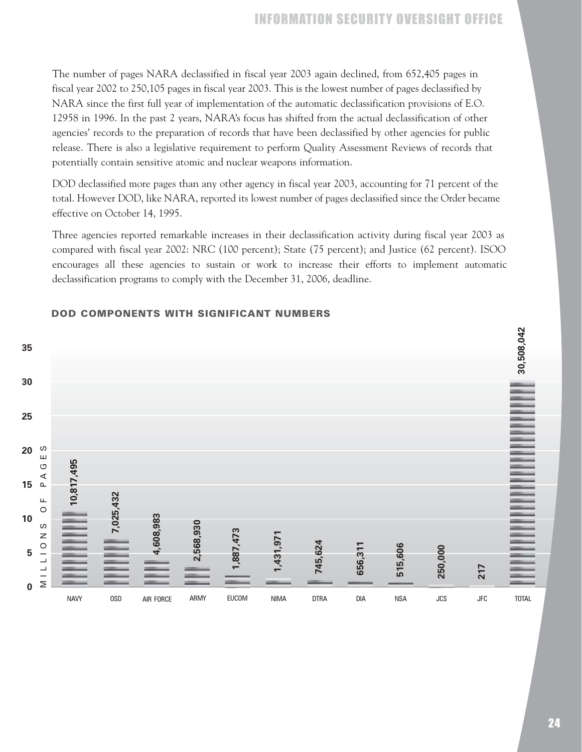The number of pages NARA declassified in fiscal year 2003 again declined, from 652,405 pages in fiscal year 2002 to 250,105 pages in fiscal year 2003. This is the lowest number of pages declassified by NARA since the first full year of implementation of the automatic declassification provisions of E.O. 12958 in 1996. In the past 2 years, NARA's focus has shifted from the actual declassification of other agencies' records to the preparation of records that have been declassified by other agencies for public release. There is also a legislative requirement to perform Quality Assessment Reviews of records that potentially contain sensitive atomic and nuclear weapons information.

DOD declassified more pages than any other agency in fiscal year 2003, accounting for 71 percent of the total. However DOD, like NARA, reported its lowest number of pages declassified since the Order became effective on October 14, 1995.

Three agencies reported remarkable increases in their declassification activity during fiscal year 2003 as compared with fiscal year 2002: NRC (100 percent); State (75 percent); and Justice (62 percent). ISOO encourages all these agencies to sustain or work to increase their efforts to implement automatic declassification programs to comply with the December 31, 2006, deadline.

## DOD COMPONENTS WITH SIGNIFICANT NUMBERS

| Component | Pages |
|---|---|
| NAVY | 10,817,495 |
| OSD | 7,025,432 |
| AIR FORCE | 4,608,983 |
| ARMY | 2,568,930 |
| EUCOM | 1,887,473 |
| NIMA | 1,431,971 |
| DTRA | 745,624 |
| DIA | 656,311 |
| NSA | 515,606 |
| JCS | 250,000 |
| JFC | 217 |
| TOTAL | 30,508,042 |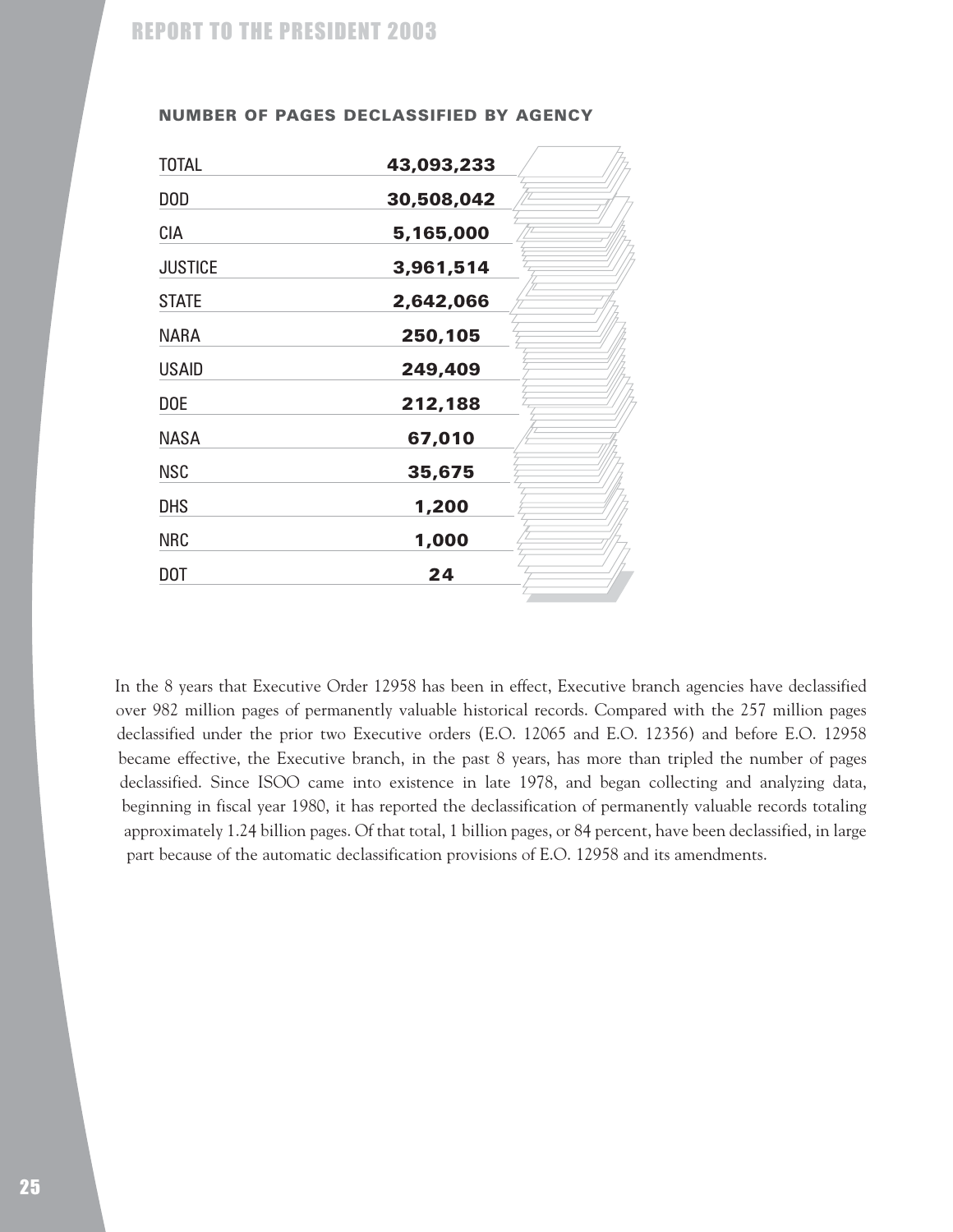## NUMBER OF PAGES DECLASSIFIED BY AGENCY

| Agency | Pages |
|---|---|
| TOTAL | **43,093,233** |
| DOD | **30,508,042** |
| CIA | **5,165,000** |
| JUSTICE | **3,961,514** |
| STATE | **2,642,066** |
| NARA | **250,105** |
| USAID | **249,409** |
| DOE | **212,188** |
| NASA | **67,010** |
| NSC | **35,675** |
| DHS | **1,200** |
| NRC | **1,000** |
| DOT | **24** |

In the 8 years that Executive Order 12958 has been in effect, Executive branch agencies have declassified over 982 million pages of permanently valuable historical records. Compared with the 257 million pages declassified under the prior two Executive orders (E.O. 12065 and E.O. 12356) and before E.O. 12958 became effective, the Executive branch, in the past 8 years, has more than tripled the number of pages declassified. Since ISOO came into existence in late 1978, and began collecting and analyzing data, beginning in fiscal year 1980, it has reported the declassification of permanently valuable records totaling approximately 1.24 billion pages. Of that total, 1 billion pages, or 84 percent, have been declassified, in large part because of the automatic declassification provisions of E.O. 12958 and its amendments.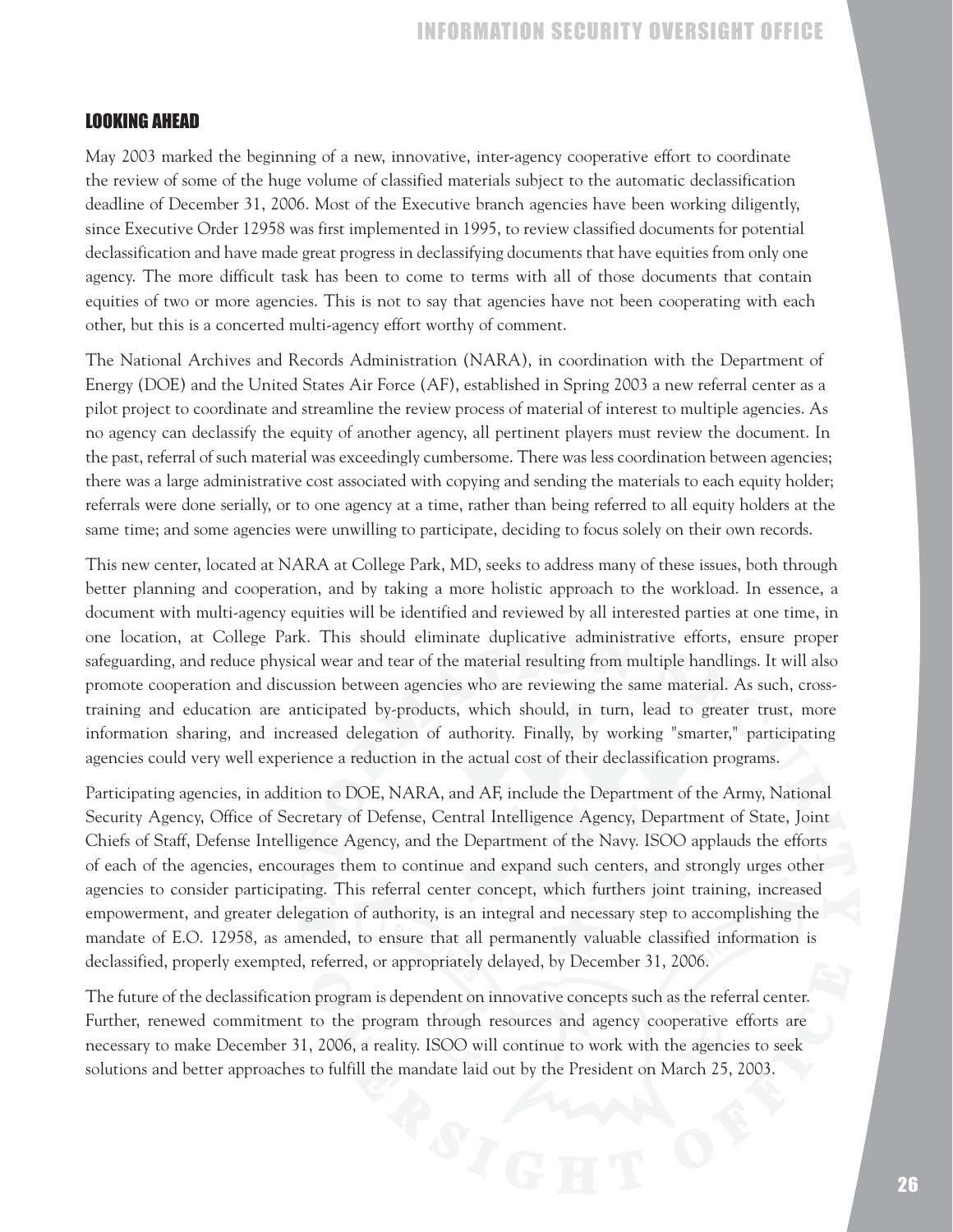## LOOKING AHEAD

May 2003 marked the beginning of a new, innovative, inter-agency cooperative effort to coordinate the review of some of the huge volume of classified materials subject to the automatic declassification deadline of December 31, 2006. Most of the Executive branch agencies have been working diligently, since Executive Order 12958 was first implemented in 1995, to review classified documents for potential declassification and have made great progress in declassifying documents that have equities from only one agency. The more difficult task has been to come to terms with all of those documents that contain equities of two or more agencies. This is not to say that agencies have not been cooperating with each other, but this is a concerted multi-agency effort worthy of comment.

The National Archives and Records Administration (NARA), in coordination with the Department of Energy (DOE) and the United States Air Force (AF), established in Spring 2003 a new referral center as a pilot project to coordinate and streamline the review process of material of interest to multiple agencies. As no agency can declassify the equity of another agency, all pertinent players must review the document. In the past, referral of such material was exceedingly cumbersome. There was less coordination between agencies; there was a large administrative cost associated with copying and sending the materials to each equity holder; referrals were done serially, or to one agency at a time, rather than being referred to all equity holders at the same time; and some agencies were unwilling to participate, deciding to focus solely on their own records.

This new center, located at NARA at College Park, MD, seeks to address many of these issues, both through better planning and cooperation, and by taking a more holistic approach to the workload. In essence, a document with multi-agency equities will be identified and reviewed by all interested parties at one time, in one location, at College Park. This should eliminate duplicative administrative efforts, ensure proper safeguarding, and reduce physical wear and tear of the material resulting from multiple handlings. It will also promote cooperation and discussion between agencies who are reviewing the same material. As such, cross-training and education are anticipated by-products, which should, in turn, lead to greater trust, more information sharing, and increased delegation of authority. Finally, by working "smarter," participating agencies could very well experience a reduction in the actual cost of their declassification programs.

Participating agencies, in addition to DOE, NARA, and AF, include the Department of the Army, National Security Agency, Office of Secretary of Defense, Central Intelligence Agency, Department of State, Joint Chiefs of Staff, Defense Intelligence Agency, and the Department of the Navy. ISOO applauds the efforts of each of the agencies, encourages them to continue and expand such centers, and strongly urges other agencies to consider participating. This referral center concept, which furthers joint training, increased empowerment, and greater delegation of authority, is an integral and necessary step to accomplishing the mandate of E.O. 12958, as amended, to ensure that all permanently valuable classified information is declassified, properly exempted, referred, or appropriately delayed, by December 31, 2006.

The future of the declassification program is dependent on innovative concepts such as the referral center. Further, renewed commitment to the program through resources and agency cooperative efforts are necessary to make December 31, 2006, a reality. ISOO will continue to work with the agencies to seek solutions and better approaches to fulfill the mandate laid out by the President on March 25, 2003.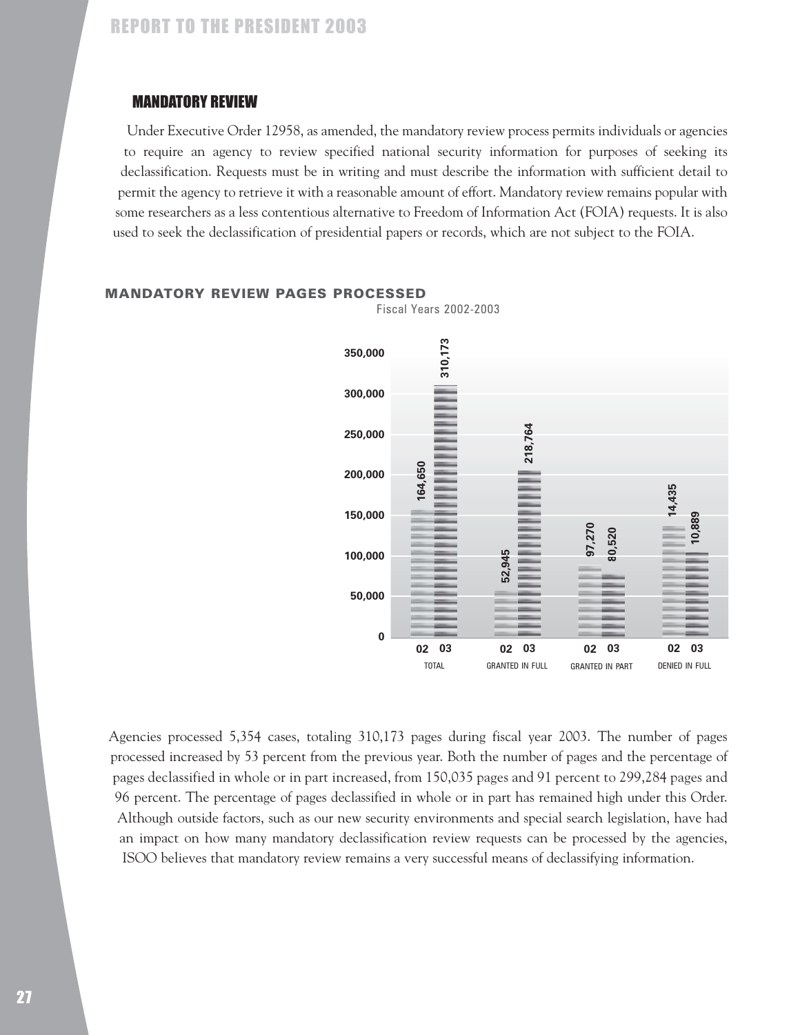## MANDATORY REVIEW

Under Executive Order 12958, as amended, the mandatory review process permits individuals or agencies to require an agency to review specified national security information for purposes of seeking its declassification. Requests must be in writing and must describe the information with sufficient detail to permit the agency to retrieve it with a reasonable amount of effort. Mandatory review remains popular with some researchers as a less contentious alternative to Freedom of Information Act (FOIA) requests. It is also used to seek the declassification of presidential papers or records, which are not subject to the FOIA.

### MANDATORY REVIEW PAGES PROCESSED

Fiscal Years 2002-2003

| | 02 | 03 |
|---|---|---|
| TOTAL | 164,650 | 310,173 |
| GRANTED IN FULL | 52,945 | 218,764 |
| GRANTED IN PART | 97,270 | 80,520 |
| DENIED IN FULL | 14,435 | 10,889 |

Agencies processed 5,354 cases, totaling 310,173 pages during fiscal year 2003. The number of pages processed increased by 53 percent from the previous year. Both the number of pages and the percentage of pages declassified in whole or in part increased, from 150,035 pages and 91 percent to 299,284 pages and 96 percent. The percentage of pages declassified in whole or in part has remained high under this Order. Although outside factors, such as our new security environments and special search legislation, have had an impact on how many mandatory declassification review requests can be processed by the agencies, ISOO believes that mandatory review remains a very successful means of declassifying information.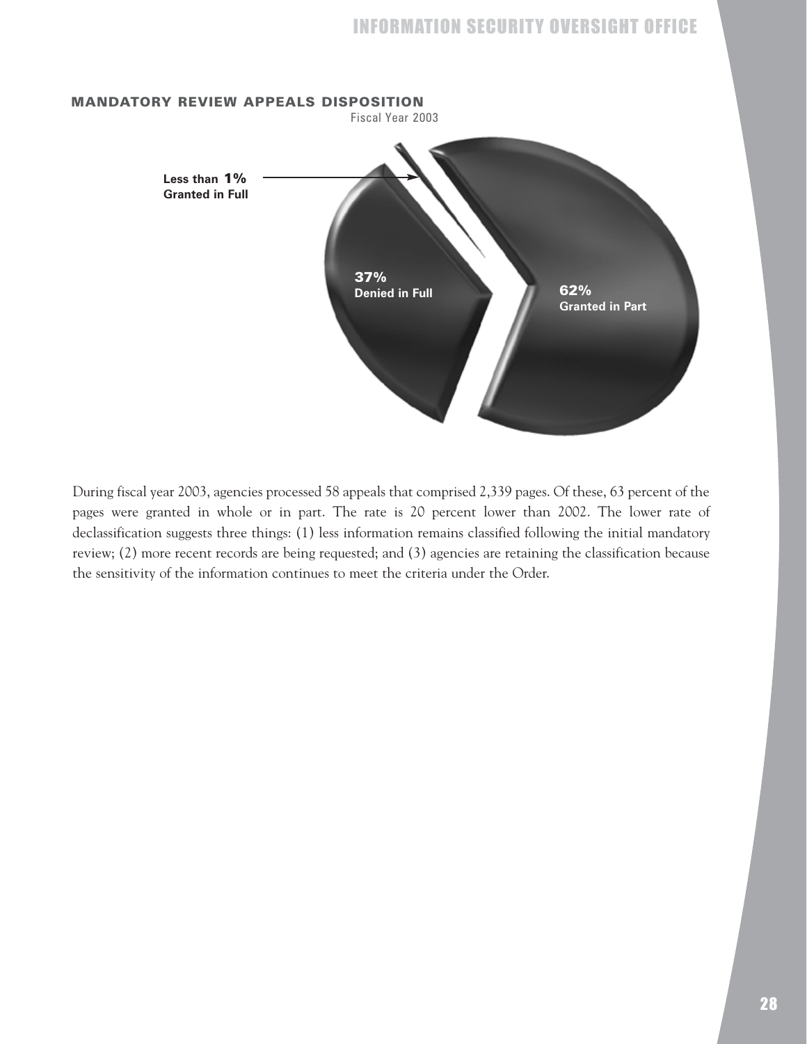### MANDATORY REVIEW APPEALS DISPOSITION

Fiscal Year 2003

Less than **1%** Granted in Full

**37%** Denied in Full

**62%** Granted in Part

During fiscal year 2003, agencies processed 58 appeals that comprised 2,339 pages. Of these, 63 percent of the pages were granted in whole or in part. The rate is 20 percent lower than 2002. The lower rate of declassification suggests three things: (1) less information remains classified following the initial mandatory review; (2) more recent records are being requested; and (3) agencies are retaining the classification because the sensitivity of the information continues to meet the criteria under the Order.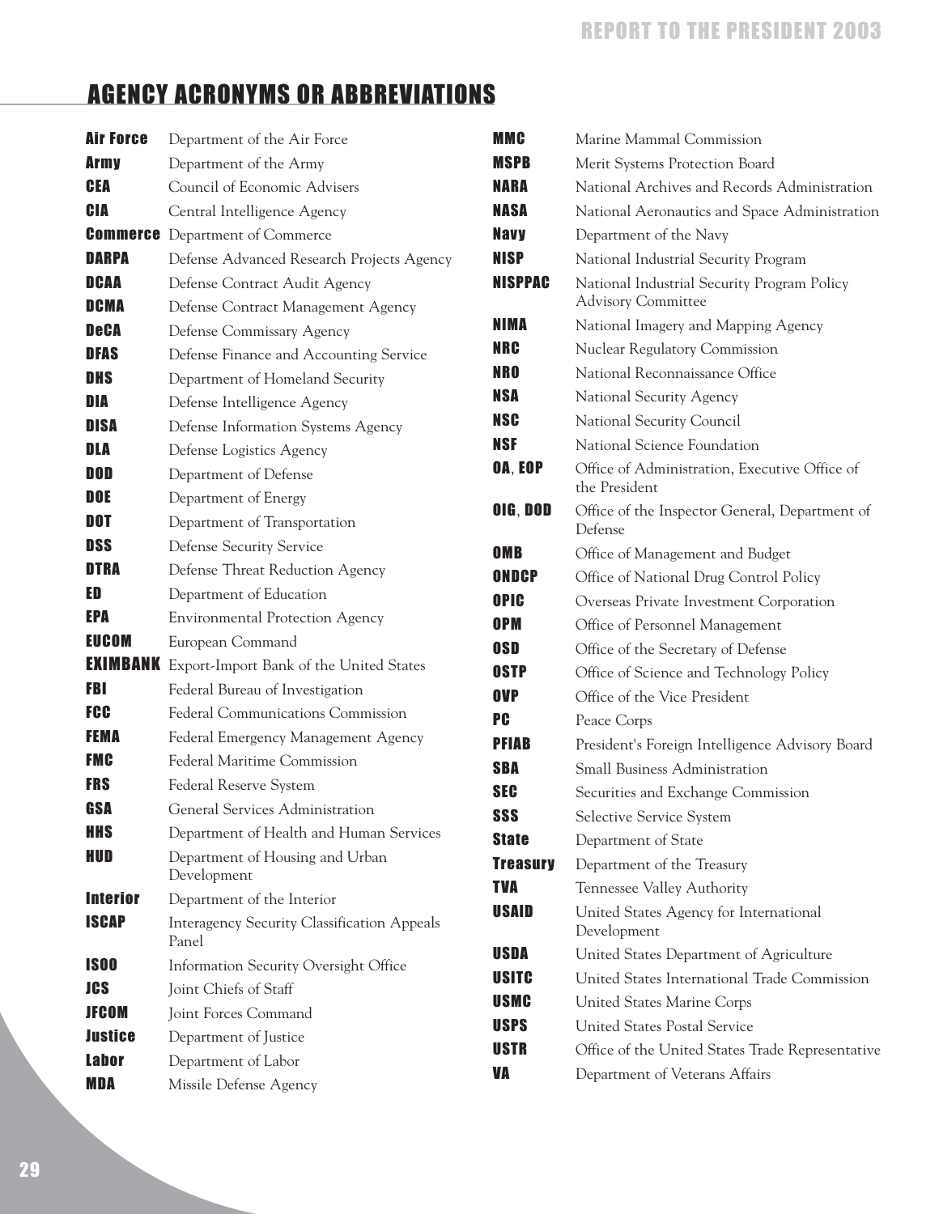## AGENCY ACRONYMS OR ABBREVIATIONS

| | |
|---|---|
| **Air Force** | Department of the Air Force |
| **Army** | Department of the Army |
| **CEA** | Council of Economic Advisers |
| **CIA** | Central Intelligence Agency |
| **Commerce** | Department of Commerce |
| **DARPA** | Defense Advanced Research Projects Agency |
| **DCAA** | Defense Contract Audit Agency |
| **DCMA** | Defense Contract Management Agency |
| **DeCA** | Defense Commissary Agency |
| **DFAS** | Defense Finance and Accounting Service |
| **DHS** | Department of Homeland Security |
| **DIA** | Defense Intelligence Agency |
| **DISA** | Defense Information Systems Agency |
| **DLA** | Defense Logistics Agency |
| **DOD** | Department of Defense |
| **DOE** | Department of Energy |
| **DOT** | Department of Transportation |
| **DSS** | Defense Security Service |
| **DTRA** | Defense Threat Reduction Agency |
| **ED** | Department of Education |
| **EPA** | Environmental Protection Agency |
| **EUCOM** | European Command |
| **EXIMBANK** | Export-Import Bank of the United States |
| **FBI** | Federal Bureau of Investigation |
| **FCC** | Federal Communications Commission |
| **FEMA** | Federal Emergency Management Agency |
| **FMC** | Federal Maritime Commission |
| **FRS** | Federal Reserve System |
| **GSA** | General Services Administration |
| **HHS** | Department of Health and Human Services |
| **HUD** | Department of Housing and Urban Development |
| **Interior** | Department of the Interior |
| **ISCAP** | Interagency Security Classification Appeals Panel |
| **ISOO** | Information Security Oversight Office |
| **JCS** | Joint Chiefs of Staff |
| **JFCOM** | Joint Forces Command |
| **Justice** | Department of Justice |
| **Labor** | Department of Labor |
| **MDA** | Missile Defense Agency |
| **MMC** | Marine Mammal Commission |
| **MSPB** | Merit Systems Protection Board |
| **NARA** | National Archives and Records Administration |
| **NASA** | National Aeronautics and Space Administration |
| **Navy** | Department of the Navy |
| **NISP** | National Industrial Security Program |
| **NISPPAC** | National Industrial Security Program Policy Advisory Committee |
| **NIMA** | National Imagery and Mapping Agency |
| **NRC** | Nuclear Regulatory Commission |
| **NRO** | National Reconnaissance Office |
| **NSA** | National Security Agency |
| **NSC** | National Security Council |
| **NSF** | National Science Foundation |
| **OA, EOP** | Office of Administration, Executive Office of the President |
| **OIG, DOD** | Office of the Inspector General, Department of Defense |
| **OMB** | Office of Management and Budget |
| **ONDCP** | Office of National Drug Control Policy |
| **OPIC** | Overseas Private Investment Corporation |
| **OPM** | Office of Personnel Management |
| **OSD** | Office of the Secretary of Defense |
| **OSTP** | Office of Science and Technology Policy |
| **OVP** | Office of the Vice President |
| **PC** | Peace Corps |
| **PFIAB** | President's Foreign Intelligence Advisory Board |
| **SBA** | Small Business Administration |
| **SEC** | Securities and Exchange Commission |
| **SSS** | Selective Service System |
| **State** | Department of State |
| **Treasury** | Department of the Treasury |
| **TVA** | Tennessee Valley Authority |
| **USAID** | United States Agency for International Development |
| **USDA** | United States Department of Agriculture |
| **USITC** | United States International Trade Commission |
| **USMC** | United States Marine Corps |
| **USPS** | United States Postal Service |
| **USTR** | Office of the United States Trade Representative |
| **VA** | Department of Veterans Affairs |